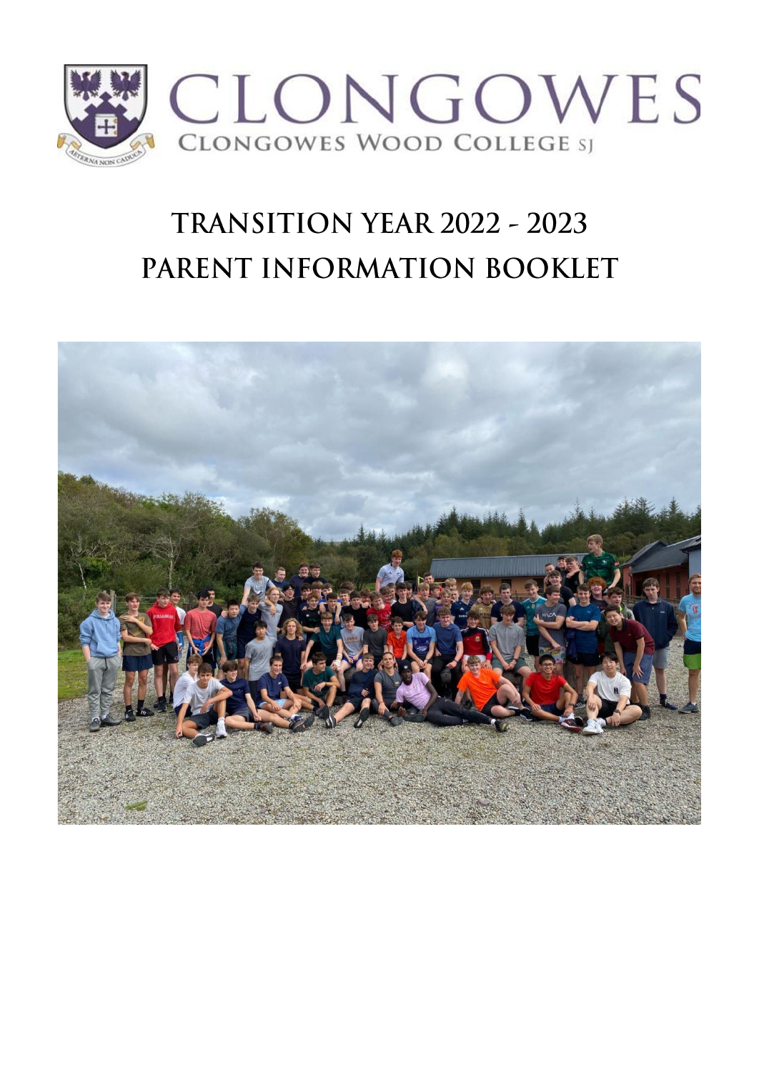# CLONGOWES

CLONGOWES WOOD COLLEGE SJ

# TRANSITION YEAR 2022 - 2023
# PARENT INFORMATION BOOKLET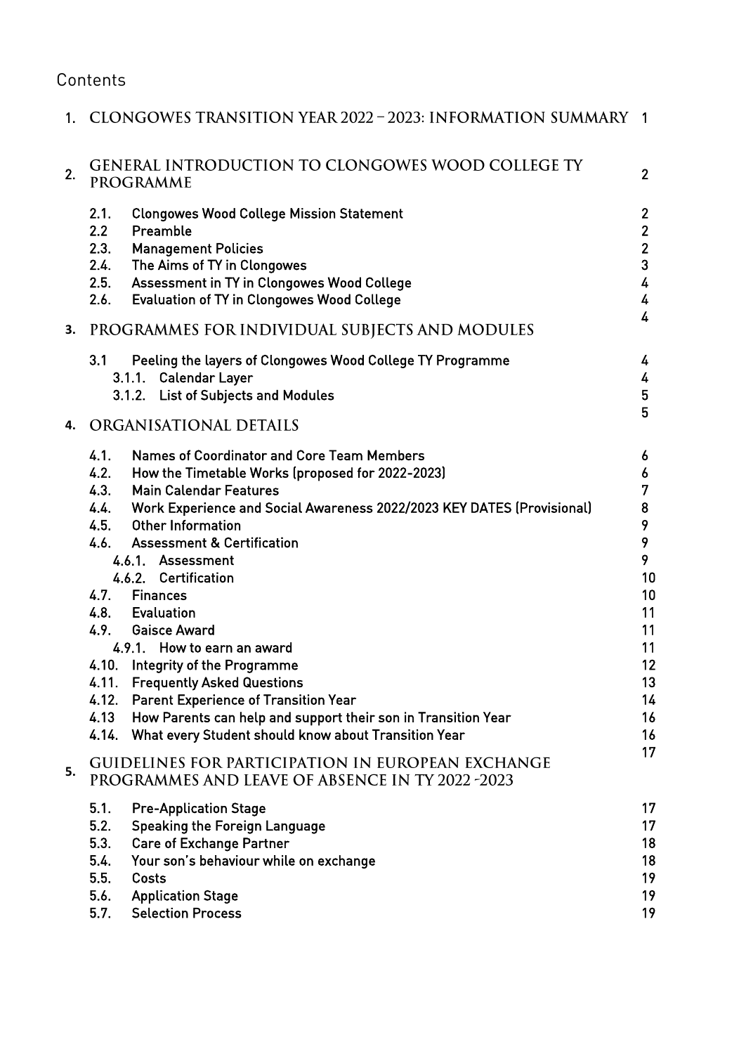# Contents

| | | |
|---|---|---|
| 1. | CLONGOWES TRANSITION YEAR 2022 – 2023: INFORMATION SUMMARY | 1 |
| 2. | GENERAL INTRODUCTION TO CLONGOWES WOOD COLLEGE TY PROGRAMME | 2 |
| 2.1. | Clongowes Wood College Mission Statement | 2 |
| 2.2 | Preamble | 2 |
| 2.3. | Management Policies | 2 |
| 2.4. | The Aims of TY in Clongowes | 3 |
| 2.5. | Assessment in TY in Clongowes Wood College | 4 |
| 2.6. | Evaluation of TY in Clongowes Wood College | 4 |
| 3. | PROGRAMMES FOR INDIVIDUAL SUBJECTS AND MODULES | 4 |
| 3.1 | Peeling the layers of Clongowes Wood College TY Programme | 4 |
| 3.1.1. | Calendar Layer | 4 |
| 3.1.2. | List of Subjects and Modules | 5 |
| 4. | ORGANISATIONAL DETAILS | 5 |
| 4.1. | Names of Coordinator and Core Team Members | 6 |
| 4.2. | How the Timetable Works (proposed for 2022-2023) | 6 |
| 4.3. | Main Calendar Features | 7 |
| 4.4. | Work Experience and Social Awareness 2022/2023 KEY DATES (Provisional) | 8 |
| 4.5. | Other Information | 9 |
| 4.6. | Assessment & Certification | 9 |
| 4.6.1. | Assessment | 9 |
| 4.6.2. | Certification | 10 |
| 4.7. | Finances | 10 |
| 4.8. | Evaluation | 11 |
| 4.9. | Gaisce Award | 11 |
| 4.9.1. | How to earn an award | 11 |
| 4.10. | Integrity of the Programme | 12 |
| 4.11. | Frequently Asked Questions | 13 |
| 4.12. | Parent Experience of Transition Year | 14 |
| 4.13 | How Parents can help and support their son in Transition Year | 16 |
| 4.14. | What every Student should know about Transition Year | 16 |
| 5. | GUIDELINES FOR PARTICIPATION IN EUROPEAN EXCHANGE PROGRAMMES AND LEAVE OF ABSENCE IN TY 2022 -2023 | 17 |
| 5.1. | Pre-Application Stage | 17 |
| 5.2. | Speaking the Foreign Language | 17 |
| 5.3. | Care of Exchange Partner | 18 |
| 5.4. | Your son's behaviour while on exchange | 18 |
| 5.5. | Costs | 19 |
| 5.6. | Application Stage | 19 |
| 5.7. | Selection Process | 19 |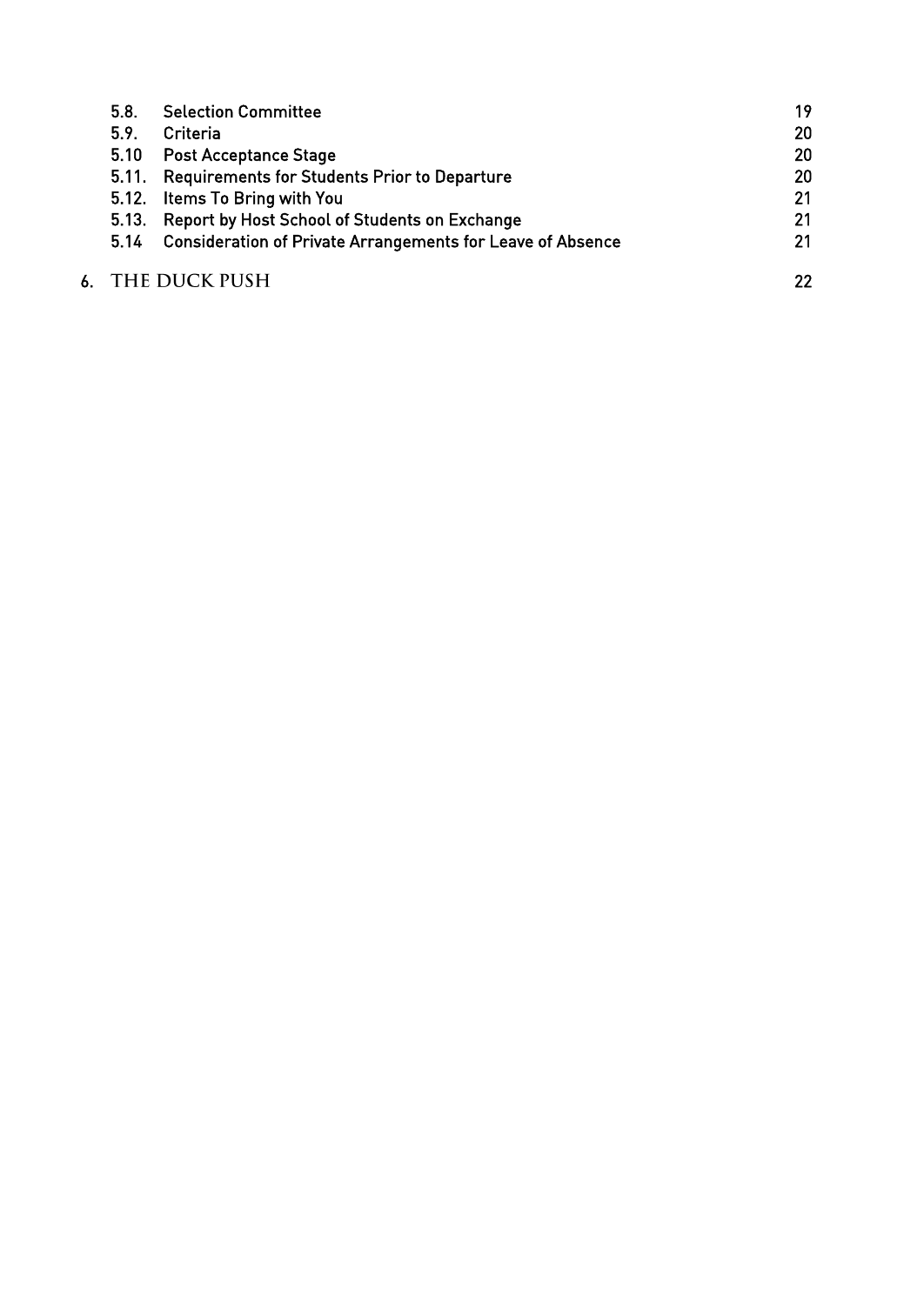| | | |
|---|---|---|
| 5.8. | Selection Committee | 19 |
| 5.9. | Criteria | 20 |
| 5.10 | Post Acceptance Stage | 20 |
| 5.11. | Requirements for Students Prior to Departure | 20 |
| 5.12. | Items To Bring with You | 21 |
| 5.13. | Report by Host School of Students on Exchange | 21 |
| 5.14 | Consideration of Private Arrangements for Leave of Absence | 21 |

6. THE DUCK PUSH 22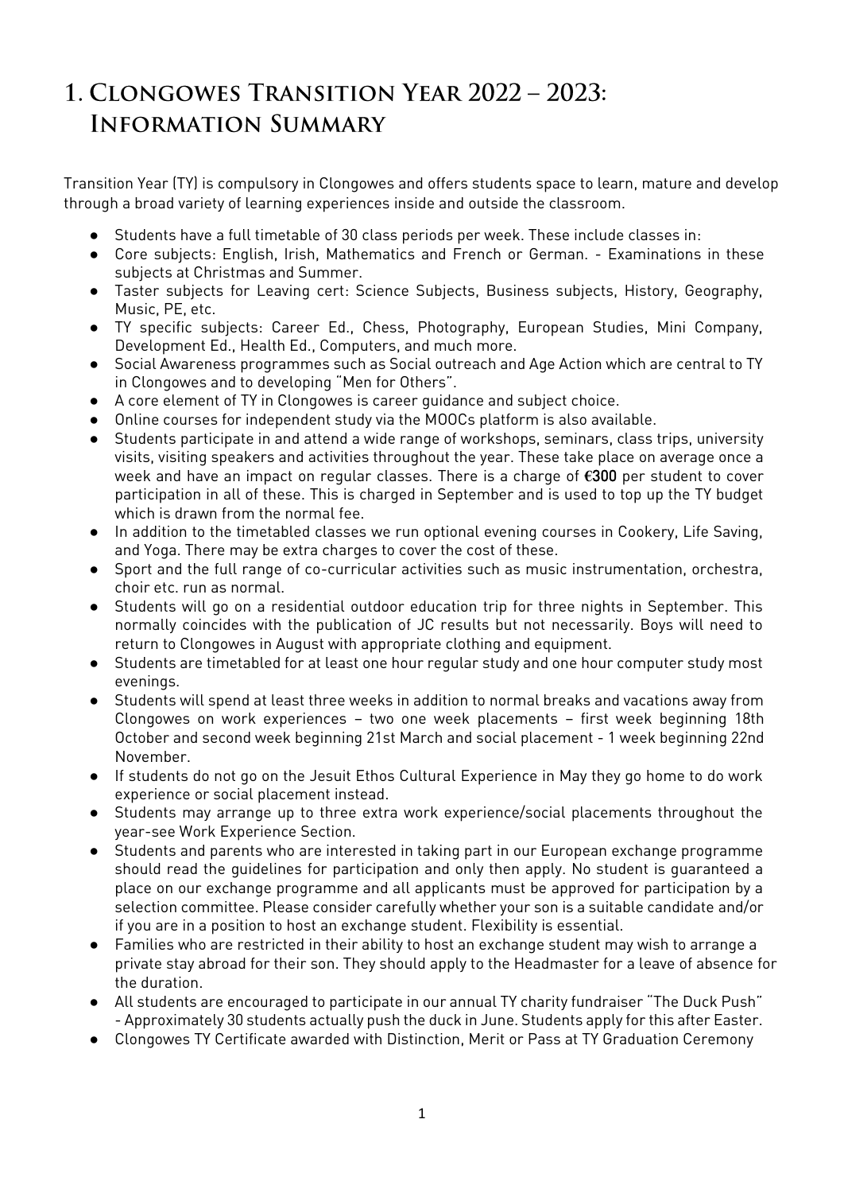# 1. Clongowes Transition Year 2022 – 2023: Information Summary

Transition Year (TY) is compulsory in Clongowes and offers students space to learn, mature and develop through a broad variety of learning experiences inside and outside the classroom.

- Students have a full timetable of 30 class periods per week. These include classes in:
- Core subjects: English, Irish, Mathematics and French or German. - Examinations in these subjects at Christmas and Summer.
- Taster subjects for Leaving cert: Science Subjects, Business subjects, History, Geography, Music, PE, etc.
- TY specific subjects: Career Ed., Chess, Photography, European Studies, Mini Company, Development Ed., Health Ed., Computers, and much more.
- Social Awareness programmes such as Social outreach and Age Action which are central to TY in Clongowes and to developing "Men for Others".
- A core element of TY in Clongowes is career guidance and subject choice.
- Online courses for independent study via the MOOCs platform is also available.
- Students participate in and attend a wide range of workshops, seminars, class trips, university visits, visiting speakers and activities throughout the year. These take place on average once a week and have an impact on regular classes. There is a charge of **€300** per student to cover participation in all of these. This is charged in September and is used to top up the TY budget which is drawn from the normal fee.
- In addition to the timetabled classes we run optional evening courses in Cookery, Life Saving, and Yoga. There may be extra charges to cover the cost of these.
- Sport and the full range of co-curricular activities such as music instrumentation, orchestra, choir etc. run as normal.
- Students will go on a residential outdoor education trip for three nights in September. This normally coincides with the publication of JC results but not necessarily. Boys will need to return to Clongowes in August with appropriate clothing and equipment.
- Students are timetabled for at least one hour regular study and one hour computer study most evenings.
- Students will spend at least three weeks in addition to normal breaks and vacations away from Clongowes on work experiences – two one week placements – first week beginning 18th October and second week beginning 21st March and social placement - 1 week beginning 22nd November.
- If students do not go on the Jesuit Ethos Cultural Experience in May they go home to do work experience or social placement instead.
- Students may arrange up to three extra work experience/social placements throughout the year-see Work Experience Section.
- Students and parents who are interested in taking part in our European exchange programme should read the guidelines for participation and only then apply. No student is guaranteed a place on our exchange programme and all applicants must be approved for participation by a selection committee. Please consider carefully whether your son is a suitable candidate and/or if you are in a position to host an exchange student. Flexibility is essential.
- Families who are restricted in their ability to host an exchange student may wish to arrange a private stay abroad for their son. They should apply to the Headmaster for a leave of absence for the duration.
- All students are encouraged to participate in our annual TY charity fundraiser "The Duck Push" - Approximately 30 students actually push the duck in June. Students apply for this after Easter.
- Clongowes TY Certificate awarded with Distinction, Merit or Pass at TY Graduation Ceremony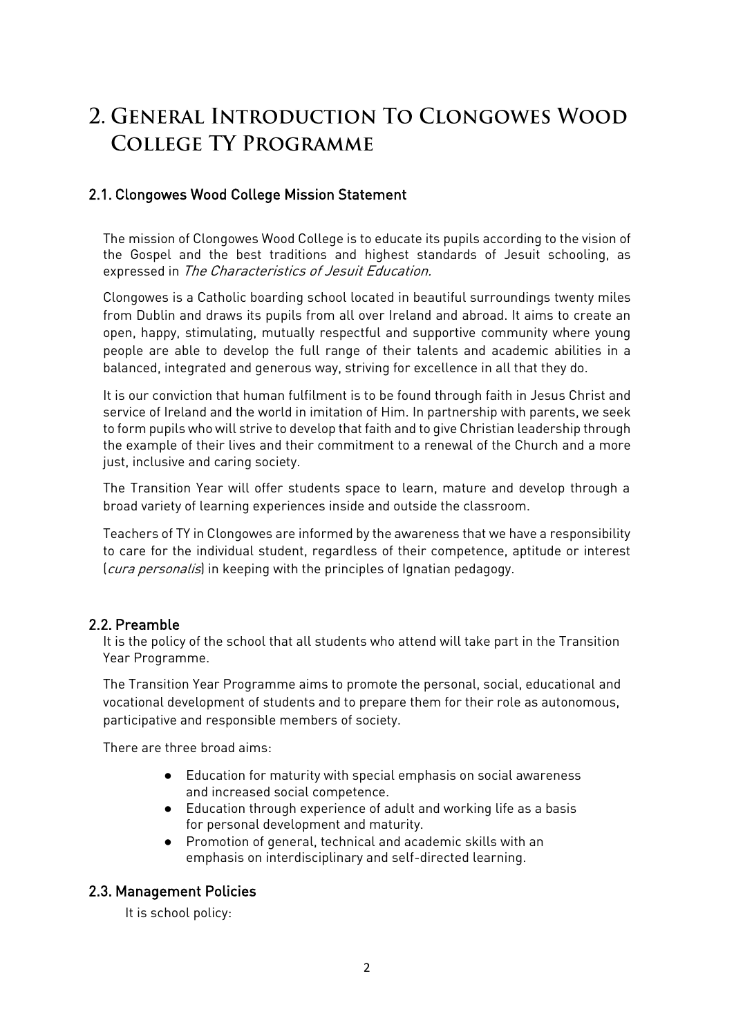# 2. General Introduction To Clongowes Wood College TY Programme

## 2.1. Clongowes Wood College Mission Statement

The mission of Clongowes Wood College is to educate its pupils according to the vision of the Gospel and the best traditions and highest standards of Jesuit schooling, as expressed in *The Characteristics of Jesuit Education.*

Clongowes is a Catholic boarding school located in beautiful surroundings twenty miles from Dublin and draws its pupils from all over Ireland and abroad. It aims to create an open, happy, stimulating, mutually respectful and supportive community where young people are able to develop the full range of their talents and academic abilities in a balanced, integrated and generous way, striving for excellence in all that they do.

It is our conviction that human fulfilment is to be found through faith in Jesus Christ and service of Ireland and the world in imitation of Him. In partnership with parents, we seek to form pupils who will strive to develop that faith and to give Christian leadership through the example of their lives and their commitment to a renewal of the Church and a more just, inclusive and caring society.

The Transition Year will offer students space to learn, mature and develop through a broad variety of learning experiences inside and outside the classroom.

Teachers of TY in Clongowes are informed by the awareness that we have a responsibility to care for the individual student, regardless of their competence, aptitude or interest (*cura personalis*) in keeping with the principles of Ignatian pedagogy.

## 2.2. Preamble

It is the policy of the school that all students who attend will take part in the Transition Year Programme.

The Transition Year Programme aims to promote the personal, social, educational and vocational development of students and to prepare them for their role as autonomous, participative and responsible members of society.

There are three broad aims:

- Education for maturity with special emphasis on social awareness and increased social competence.
- Education through experience of adult and working life as a basis for personal development and maturity.
- Promotion of general, technical and academic skills with an emphasis on interdisciplinary and self-directed learning.

## 2.3. Management Policies

It is school policy: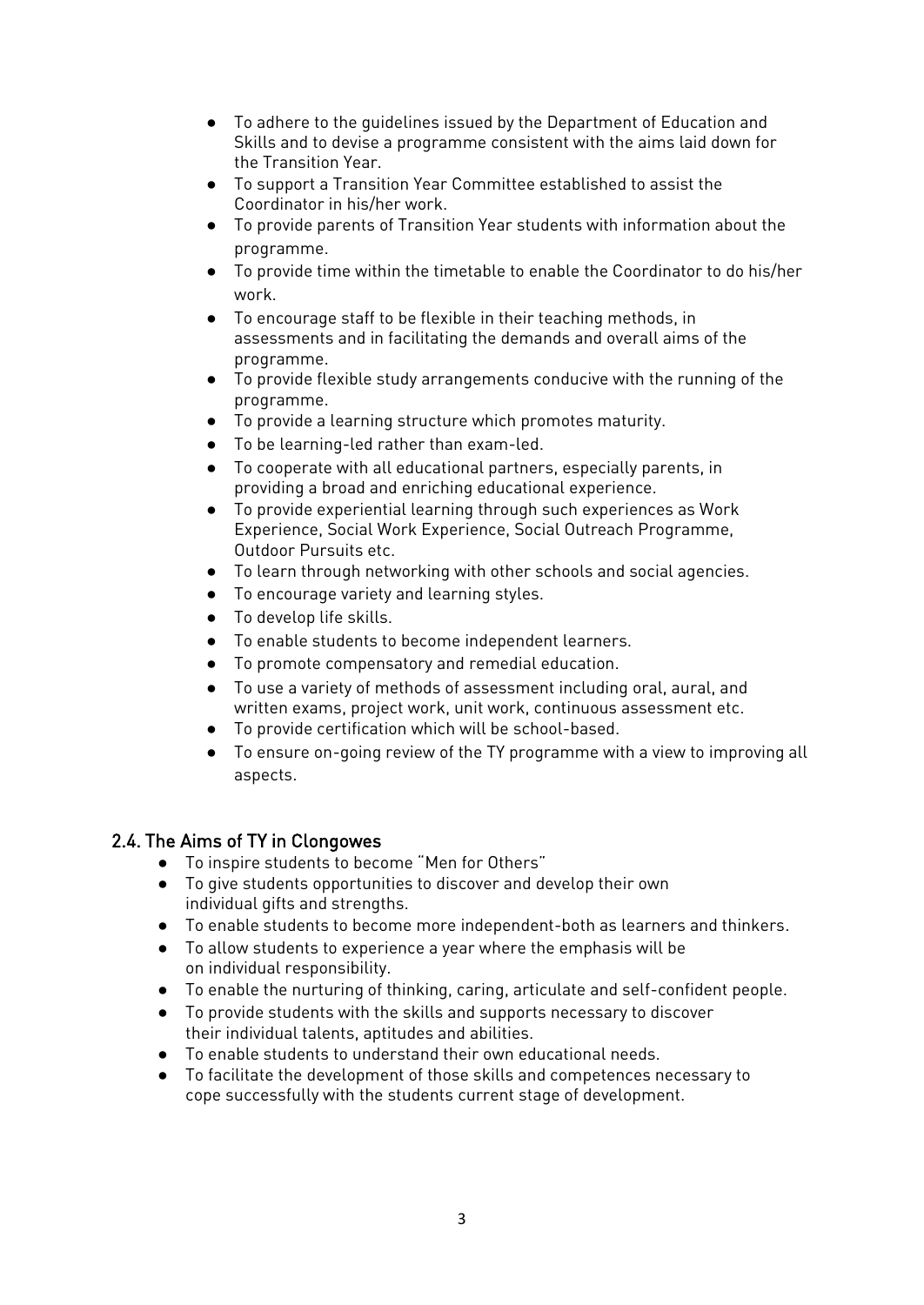- To adhere to the guidelines issued by the Department of Education and Skills and to devise a programme consistent with the aims laid down for the Transition Year.
- To support a Transition Year Committee established to assist the Coordinator in his/her work.
- To provide parents of Transition Year students with information about the programme.
- To provide time within the timetable to enable the Coordinator to do his/her work.
- To encourage staff to be flexible in their teaching methods, in assessments and in facilitating the demands and overall aims of the programme.
- To provide flexible study arrangements conducive with the running of the programme.
- To provide a learning structure which promotes maturity.
- To be learning-led rather than exam-led.
- To cooperate with all educational partners, especially parents, in providing a broad and enriching educational experience.
- To provide experiential learning through such experiences as Work Experience, Social Work Experience, Social Outreach Programme, Outdoor Pursuits etc.
- To learn through networking with other schools and social agencies.
- To encourage variety and learning styles.
- To develop life skills.
- To enable students to become independent learners.
- To promote compensatory and remedial education.
- To use a variety of methods of assessment including oral, aural, and written exams, project work, unit work, continuous assessment etc.
- To provide certification which will be school-based.
- To ensure on-going review of the TY programme with a view to improving all aspects.

## 2.4. The Aims of TY in Clongowes

- To inspire students to become "Men for Others"
- To give students opportunities to discover and develop their own individual gifts and strengths.
- To enable students to become more independent-both as learners and thinkers.
- To allow students to experience a year where the emphasis will be on individual responsibility.
- To enable the nurturing of thinking, caring, articulate and self-confident people.
- To provide students with the skills and supports necessary to discover their individual talents, aptitudes and abilities.
- To enable students to understand their own educational needs.
- To facilitate the development of those skills and competences necessary to cope successfully with the students current stage of development.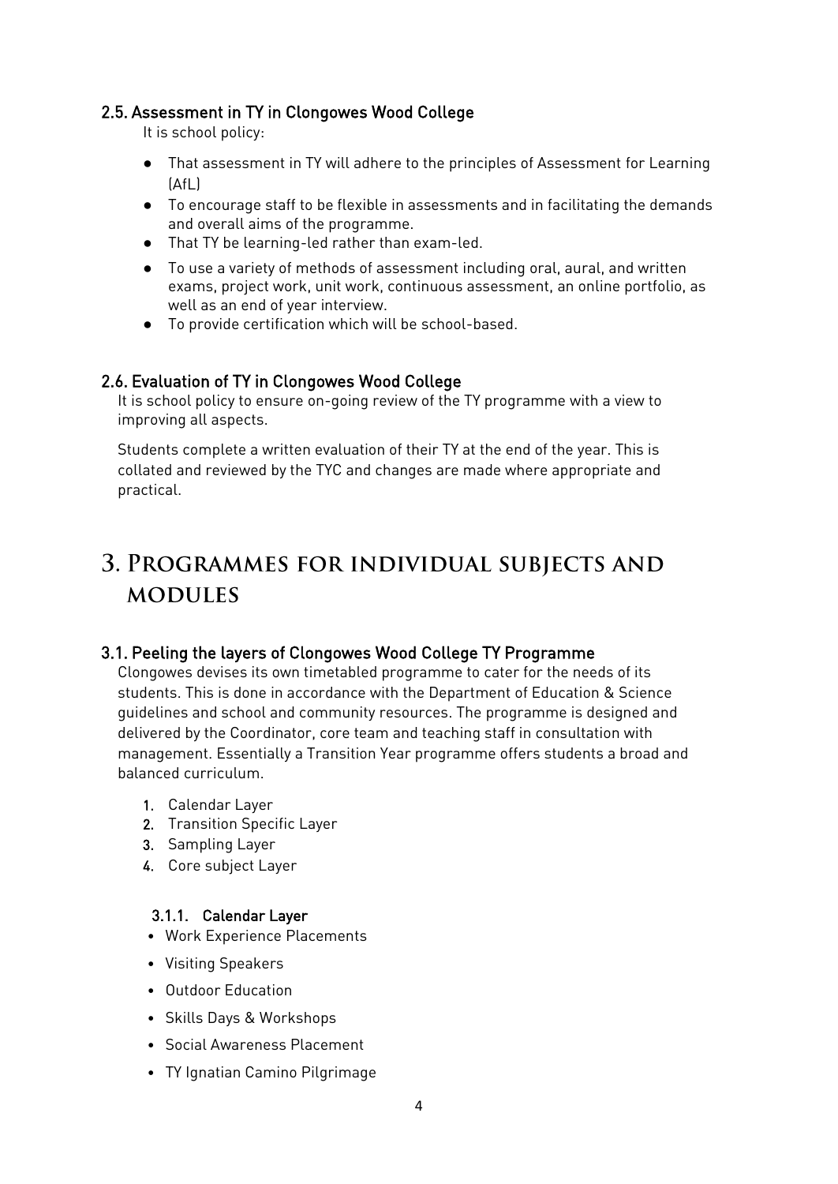### 2.5. Assessment in TY in Clongowes Wood College

It is school policy:

- That assessment in TY will adhere to the principles of Assessment for Learning (AfL)
- To encourage staff to be flexible in assessments and in facilitating the demands and overall aims of the programme.
- That TY be learning-led rather than exam-led.
- To use a variety of methods of assessment including oral, aural, and written exams, project work, unit work, continuous assessment, an online portfolio, as well as an end of year interview.
- To provide certification which will be school-based.

### 2.6. Evaluation of TY in Clongowes Wood College

It is school policy to ensure on-going review of the TY programme with a view to improving all aspects.

Students complete a written evaluation of their TY at the end of the year. This is collated and reviewed by the TYC and changes are made where appropriate and practical.

## 3. Programmes for individual subjects and modules

### 3.1. Peeling the layers of Clongowes Wood College TY Programme

Clongowes devises its own timetabled programme to cater for the needs of its students. This is done in accordance with the Department of Education & Science guidelines and school and community resources. The programme is designed and delivered by the Coordinator, core team and teaching staff in consultation with management. Essentially a Transition Year programme offers students a broad and balanced curriculum.

1. Calendar Layer
2. Transition Specific Layer
3. Sampling Layer
4. Core subject Layer

#### 3.1.1. Calendar Layer

- Work Experience Placements
- Visiting Speakers
- Outdoor Education
- Skills Days & Workshops
- Social Awareness Placement
- TY Ignatian Camino Pilgrimage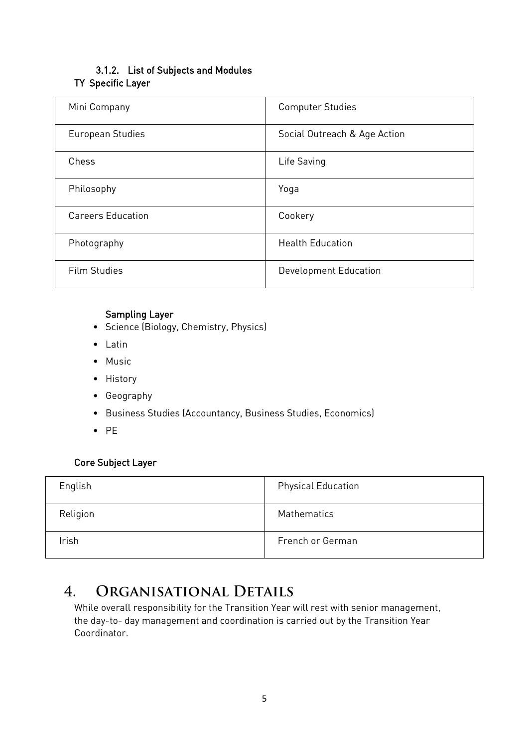### 3.1.2. List of Subjects and Modules

**TY Specific Layer**

| | |
|---|---|
| Mini Company | Computer Studies |
| European Studies | Social Outreach & Age Action |
| Chess | Life Saving |
| Philosophy | Yoga |
| Careers Education | Cookery |
| Photography | Health Education |
| Film Studies | Development Education |

**Sampling Layer**

- Science (Biology, Chemistry, Physics)
- Latin
- Music
- History
- Geography
- Business Studies (Accountancy, Business Studies, Economics)
- PE

**Core Subject Layer**

| | |
|---|---|
| English | Physical Education |
| Religion | Mathematics |
| Irish | French or German |

# 4. Organisational Details

While overall responsibility for the Transition Year will rest with senior management, the day-to- day management and coordination is carried out by the Transition Year Coordinator.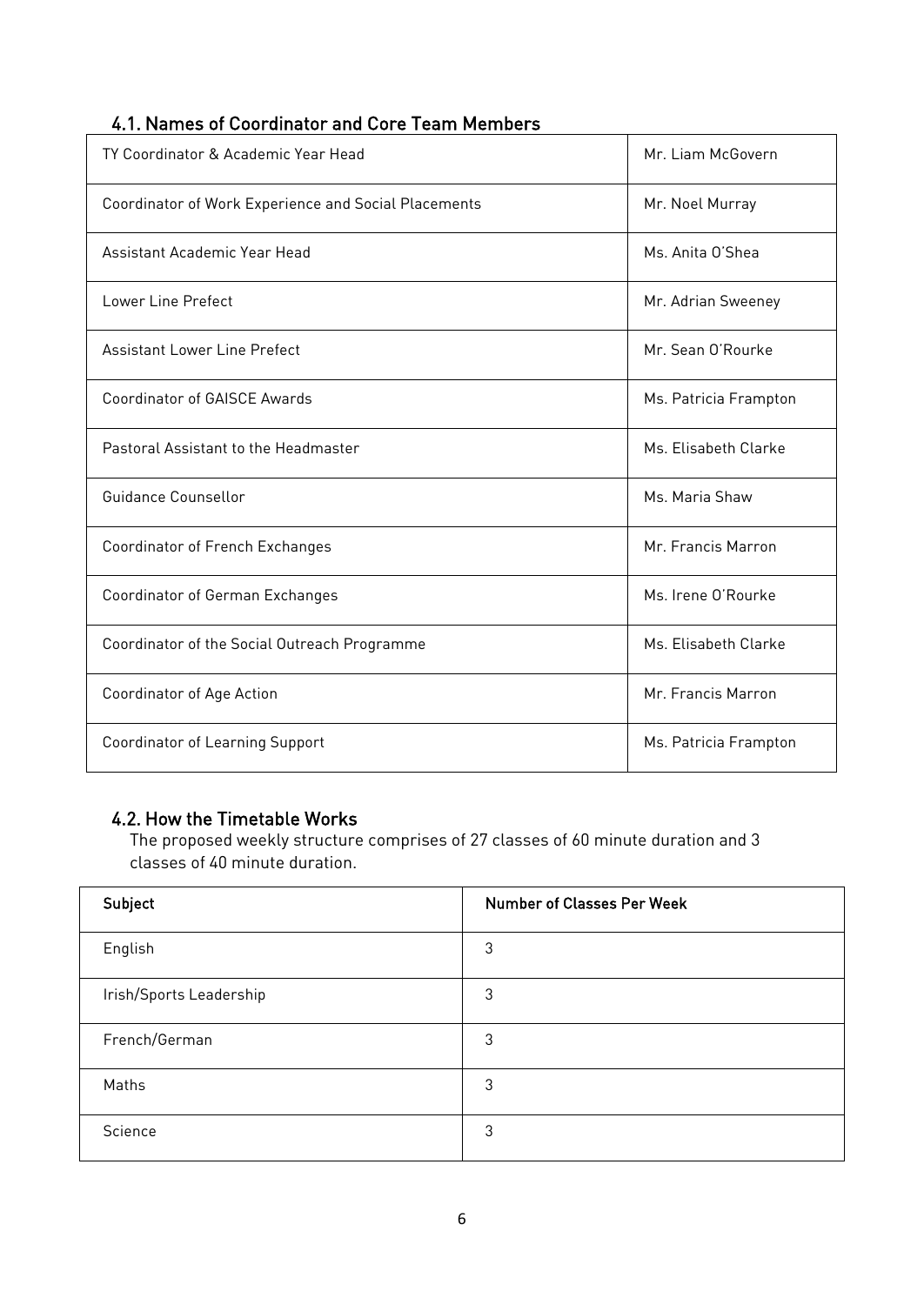## 4.1. Names of Coordinator and Core Team Members

| | |
|---|---|
| TY Coordinator & Academic Year Head | Mr. Liam McGovern |
| Coordinator of Work Experience and Social Placements | Mr. Noel Murray |
| Assistant Academic Year Head | Ms. Anita O'Shea |
| Lower Line Prefect | Mr. Adrian Sweeney |
| Assistant Lower Line Prefect | Mr. Sean O'Rourke |
| Coordinator of GAISCE Awards | Ms. Patricia Frampton |
| Pastoral Assistant to the Headmaster | Ms. Elisabeth Clarke |
| Guidance Counsellor | Ms. Maria Shaw |
| Coordinator of French Exchanges | Mr. Francis Marron |
| Coordinator of German Exchanges | Ms. Irene O'Rourke |
| Coordinator of the Social Outreach Programme | Ms. Elisabeth Clarke |
| Coordinator of Age Action | Mr. Francis Marron |
| Coordinator of Learning Support | Ms. Patricia Frampton |

## 4.2. How the Timetable Works

The proposed weekly structure comprises of 27 classes of 60 minute duration and 3 classes of 40 minute duration.

| Subject | Number of Classes Per Week |
|---|---|
| English | 3 |
| Irish/Sports Leadership | 3 |
| French/German | 3 |
| Maths | 3 |
| Science | 3 |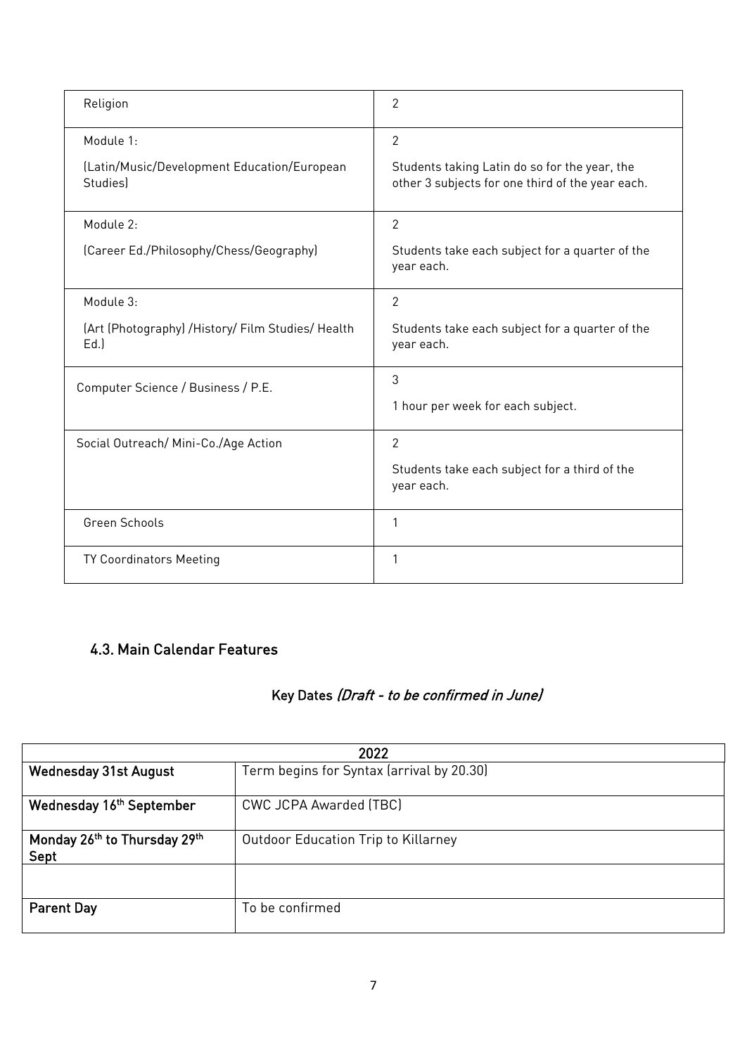| Religion | 2 |
|---|---|
| Module 1:<br><br>(Latin/Music/Development Education/European Studies) | 2<br><br>Students taking Latin do so for the year, the other 3 subjects for one third of the year each. |
| Module 2:<br><br>(Career Ed./Philosophy/Chess/Geography) | 2<br><br>Students take each subject for a quarter of the year each. |
| Module 3:<br><br>(Art (Photography) /History/ Film Studies/ Health Ed.) | 2<br><br>Students take each subject for a quarter of the year each. |
| Computer Science / Business / P.E. | 3<br><br>1 hour per week for each subject. |
| Social Outreach/ Mini-Co./Age Action | 2<br><br>Students take each subject for a third of the year each. |
| Green Schools | 1 |
| TY Coordinators Meeting | 1 |

## 4.3. Main Calendar Features

### Key Dates *(Draft - to be confirmed in June)*

| 2022 | |
|---|---|
| **Wednesday 31st August** | Term begins for Syntax (arrival by 20.30) |
| **Wednesday 16th September** | CWC JCPA Awarded (TBC) |
| **Monday 26th to Thursday 29th Sept** | Outdoor Education Trip to Killarney |
| | |
| **Parent Day** | To be confirmed |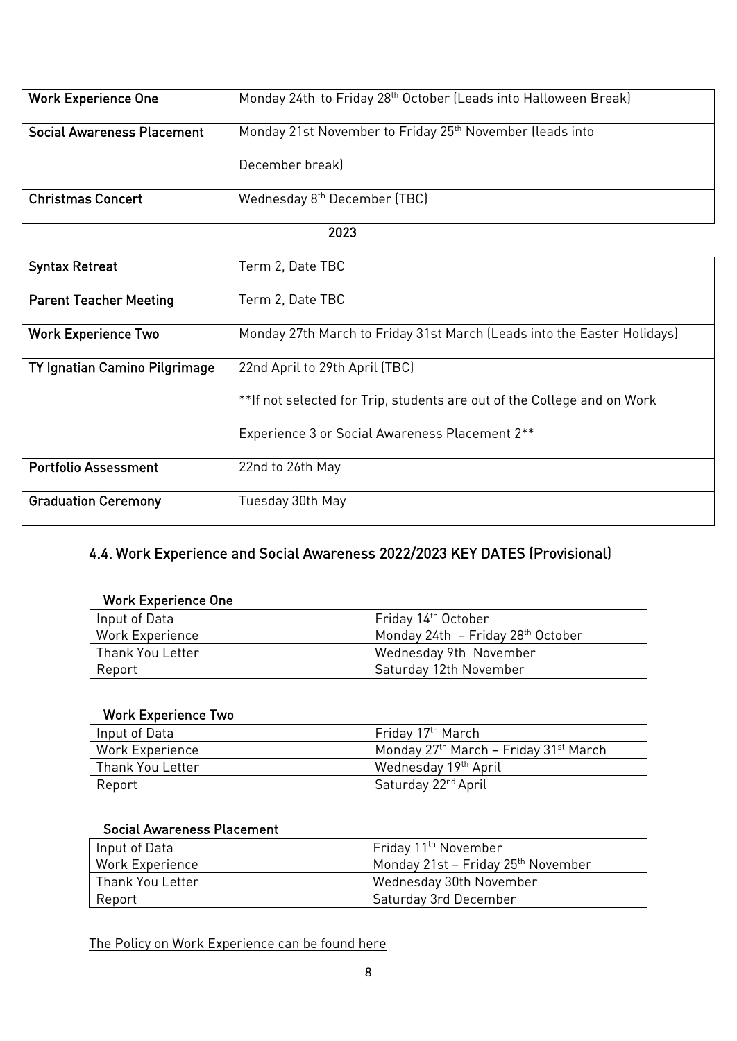| | |
|---|---|
| **Work Experience One** | Monday 24th to Friday 28th October (Leads into Halloween Break) |
| **Social Awareness Placement** | Monday 21st November to Friday 25th November (leads into December break) |
| **Christmas Concert** | Wednesday 8th December (TBC) |
| **2023** | |
| **Syntax Retreat** | Term 2, Date TBC |
| **Parent Teacher Meeting** | Term 2, Date TBC |
| **Work Experience Two** | Monday 27th March to Friday 31st March (Leads into the Easter Holidays) |
| **TY Ignatian Camino Pilgrimage** | 22nd April to 29th April (TBC)<br><br>**If not selected for Trip, students are out of the College and on Work Experience 3 or Social Awareness Placement 2** |
| **Portfolio Assessment** | 22nd to 26th May |
| **Graduation Ceremony** | Tuesday 30th May |

## 4.4. Work Experience and Social Awareness 2022/2023 KEY DATES (Provisional)

### Work Experience One

| | |
|---|---|
| Input of Data | Friday 14th October |
| Work Experience | Monday 24th – Friday 28th October |
| Thank You Letter | Wednesday 9th November |
| Report | Saturday 12th November |

### Work Experience Two

| | |
|---|---|
| Input of Data | Friday 17th March |
| Work Experience | Monday 27th March – Friday 31st March |
| Thank You Letter | Wednesday 19th April |
| Report | Saturday 22nd April |

### Social Awareness Placement

| | |
|---|---|
| Input of Data | Friday 11th November |
| Work Experience | Monday 21st – Friday 25th November |
| Thank You Letter | Wednesday 30th November |
| Report | Saturday 3rd December |

The Policy on Work Experience can be found here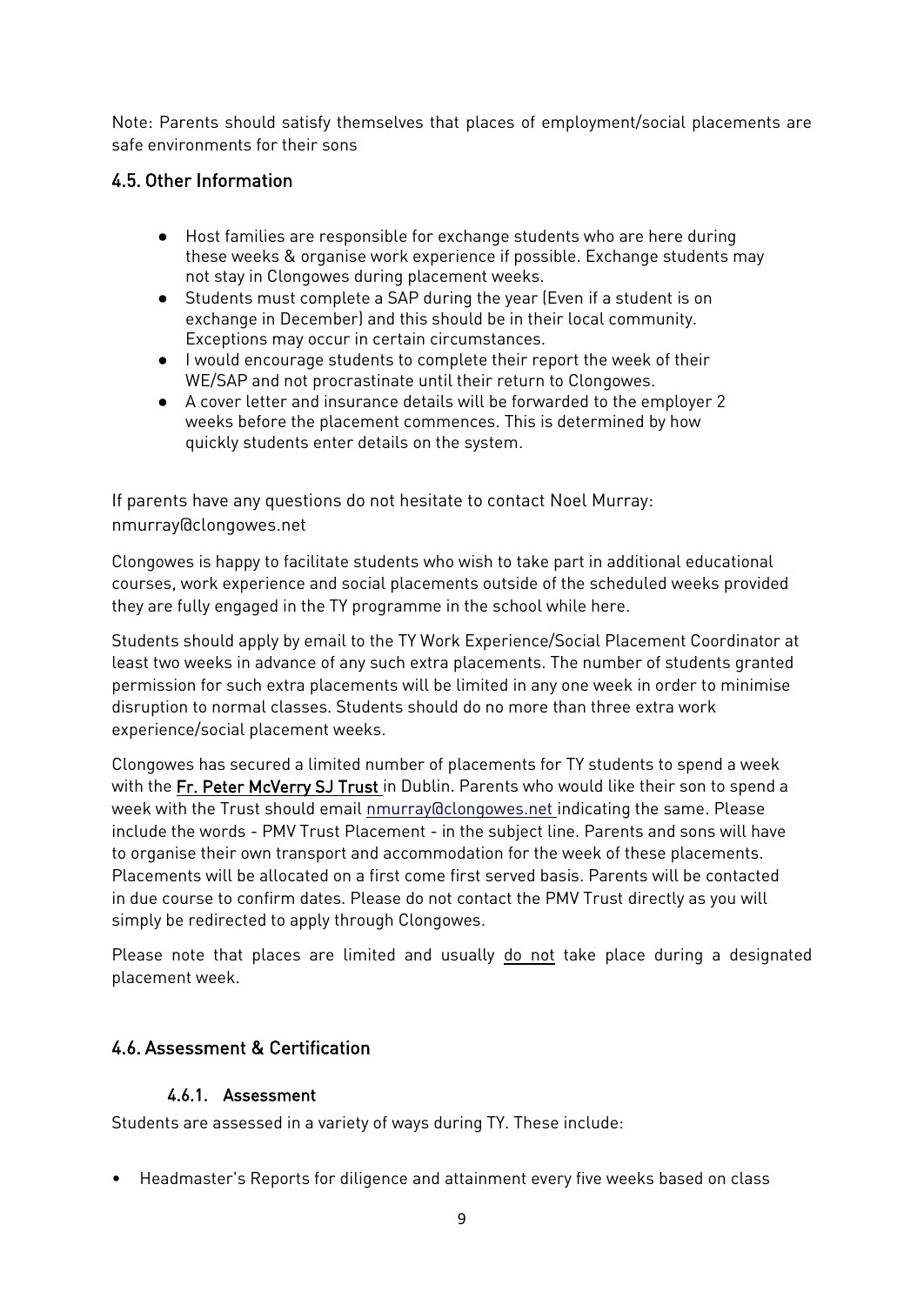Note: Parents should satisfy themselves that places of employment/social placements are safe environments for their sons

## 4.5. Other Information

- Host families are responsible for exchange students who are here during these weeks & organise work experience if possible. Exchange students may not stay in Clongowes during placement weeks.
- Students must complete a SAP during the year (Even if a student is on exchange in December) and this should be in their local community. Exceptions may occur in certain circumstances.
- I would encourage students to complete their report the week of their WE/SAP and not procrastinate until their return to Clongowes.
- A cover letter and insurance details will be forwarded to the employer 2 weeks before the placement commences. This is determined by how quickly students enter details on the system.

If parents have any questions do not hesitate to contact Noel Murray: nmurray@clongowes.net

Clongowes is happy to facilitate students who wish to take part in additional educational courses, work experience and social placements outside of the scheduled weeks provided they are fully engaged in the TY programme in the school while here.

Students should apply by email to the TY Work Experience/Social Placement Coordinator at least two weeks in advance of any such extra placements. The number of students granted permission for such extra placements will be limited in any one week in order to minimise disruption to normal classes. Students should do no more than three extra work experience/social placement weeks.

Clongowes has secured a limited number of placements for TY students to spend a week with the Fr. Peter McVerry SJ Trust in Dublin. Parents who would like their son to spend a week with the Trust should email nmurray@clongowes.net indicating the same. Please include the words - PMV Trust Placement - in the subject line. Parents and sons will have to organise their own transport and accommodation for the week of these placements. Placements will be allocated on a first come first served basis. Parents will be contacted in due course to confirm dates. Please do not contact the PMV Trust directly as you will simply be redirected to apply through Clongowes.

Please note that places are limited and usually do not take place during a designated placement week.

## 4.6. Assessment & Certification

### 4.6.1. Assessment

Students are assessed in a variety of ways during TY. These include:

- Headmaster's Reports for diligence and attainment every five weeks based on class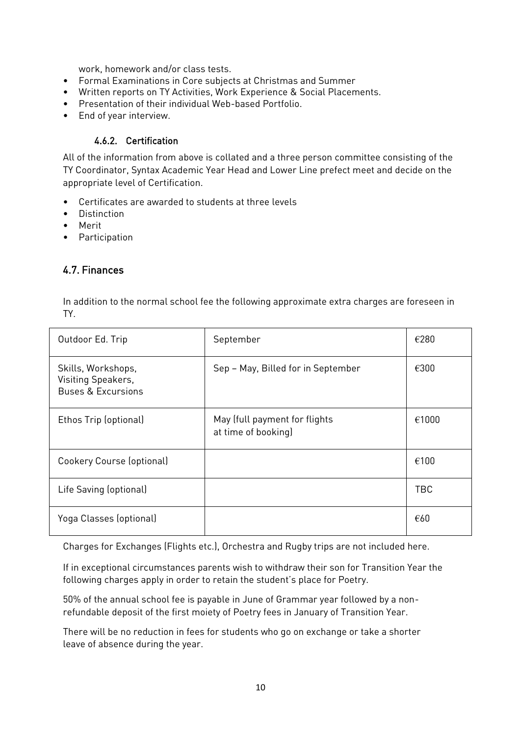work, homework and/or class tests.

- Formal Examinations in Core subjects at Christmas and Summer
- Written reports on TY Activities, Work Experience & Social Placements.
- Presentation of their individual Web-based Portfolio.
- End of year interview.

#### 4.6.2. Certification

All of the information from above is collated and a three person committee consisting of the TY Coordinator, Syntax Academic Year Head and Lower Line prefect meet and decide on the appropriate level of Certification.

- Certificates are awarded to students at three levels
- Distinction
- Merit
- Participation

## 4.7. Finances

In addition to the normal school fee the following approximate extra charges are foreseen in TY.

| | | |
|---|---|---|
| Outdoor Ed. Trip | September | €280 |
| Skills, Workshops, Visiting Speakers, Buses & Excursions | Sep – May, Billed for in September | €300 |
| Ethos Trip (optional) | May (full payment for flights at time of booking) | €1000 |
| Cookery Course (optional) | | €100 |
| Life Saving (optional) | | TBC |
| Yoga Classes (optional) | | €60 |

Charges for Exchanges (Flights etc.), Orchestra and Rugby trips are not included here.

If in exceptional circumstances parents wish to withdraw their son for Transition Year the following charges apply in order to retain the student's place for Poetry.

50% of the annual school fee is payable in June of Grammar year followed by a non-refundable deposit of the first moiety of Poetry fees in January of Transition Year.

There will be no reduction in fees for students who go on exchange or take a shorter leave of absence during the year.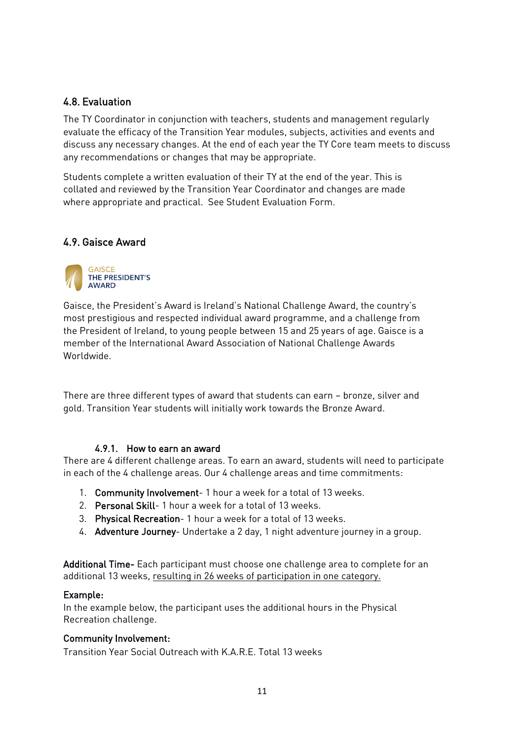## 4.8. Evaluation

The TY Coordinator in conjunction with teachers, students and management regularly evaluate the efficacy of the Transition Year modules, subjects, activities and events and discuss any necessary changes. At the end of each year the TY Core team meets to discuss any recommendations or changes that may be appropriate.

Students complete a written evaluation of their TY at the end of the year. This is collated and reviewed by the Transition Year Coordinator and changes are made where appropriate and practical. See Student Evaluation Form.

## 4.9. Gaisce Award

GAISCE THE PRESIDENT'S AWARD

Gaisce, the President's Award is Ireland's National Challenge Award, the country's most prestigious and respected individual award programme, and a challenge from the President of Ireland, to young people between 15 and 25 years of age. Gaisce is a member of the International Award Association of National Challenge Awards Worldwide.

There are three different types of award that students can earn – bronze, silver and gold. Transition Year students will initially work towards the Bronze Award.

### 4.9.1. How to earn an award

There are 4 different challenge areas. To earn an award, students will need to participate in each of the 4 challenge areas. Our 4 challenge areas and time commitments:

1. **Community Involvement**- 1 hour a week for a total of 13 weeks.
2. **Personal Skill**- 1 hour a week for a total of 13 weeks.
3. **Physical Recreation**- 1 hour a week for a total of 13 weeks.
4. **Adventure Journey**- Undertake a 2 day, 1 night adventure journey in a group.

**Additional Time-** Each participant must choose one challenge area to complete for an additional 13 weeks, resulting in 26 weeks of participation in one category.

**Example:**
In the example below, the participant uses the additional hours in the Physical Recreation challenge.

**Community Involvement:**
Transition Year Social Outreach with K.A.R.E. Total 13 weeks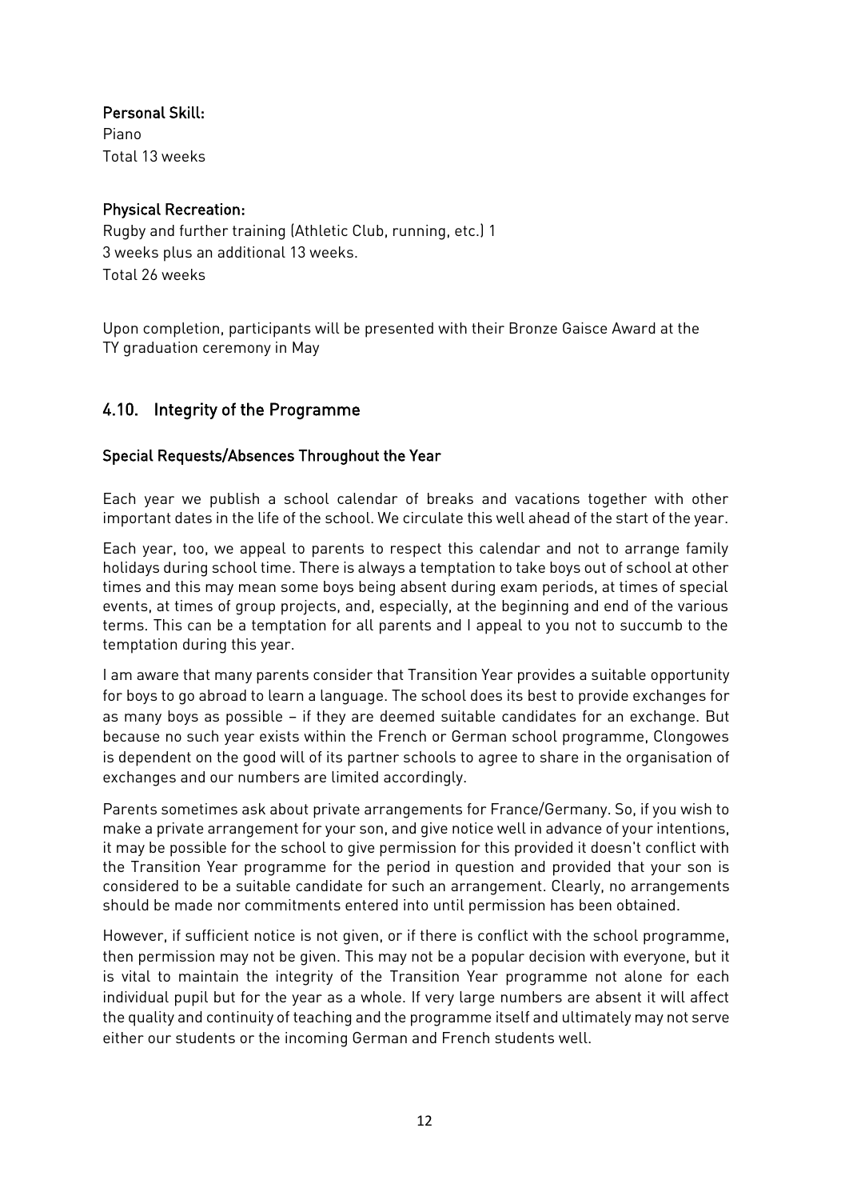**Personal Skill:**
Piano
Total 13 weeks

**Physical Recreation:**
Rugby and further training (Athletic Club, running, etc.) 1
3 weeks plus an additional 13 weeks.
Total 26 weeks

Upon completion, participants will be presented with their Bronze Gaisce Award at the TY graduation ceremony in May

## 4.10. Integrity of the Programme

### Special Requests/Absences Throughout the Year

Each year we publish a school calendar of breaks and vacations together with other important dates in the life of the school. We circulate this well ahead of the start of the year.

Each year, too, we appeal to parents to respect this calendar and not to arrange family holidays during school time. There is always a temptation to take boys out of school at other times and this may mean some boys being absent during exam periods, at times of special events, at times of group projects, and, especially, at the beginning and end of the various terms. This can be a temptation for all parents and I appeal to you not to succumb to the temptation during this year.

I am aware that many parents consider that Transition Year provides a suitable opportunity for boys to go abroad to learn a language. The school does its best to provide exchanges for as many boys as possible – if they are deemed suitable candidates for an exchange. But because no such year exists within the French or German school programme, Clongowes is dependent on the good will of its partner schools to agree to share in the organisation of exchanges and our numbers are limited accordingly.

Parents sometimes ask about private arrangements for France/Germany. So, if you wish to make a private arrangement for your son, and give notice well in advance of your intentions, it may be possible for the school to give permission for this provided it doesn't conflict with the Transition Year programme for the period in question and provided that your son is considered to be a suitable candidate for such an arrangement. Clearly, no arrangements should be made nor commitments entered into until permission has been obtained.

However, if sufficient notice is not given, or if there is conflict with the school programme, then permission may not be given. This may not be a popular decision with everyone, but it is vital to maintain the integrity of the Transition Year programme not alone for each individual pupil but for the year as a whole. If very large numbers are absent it will affect the quality and continuity of teaching and the programme itself and ultimately may not serve either our students or the incoming German and French students well.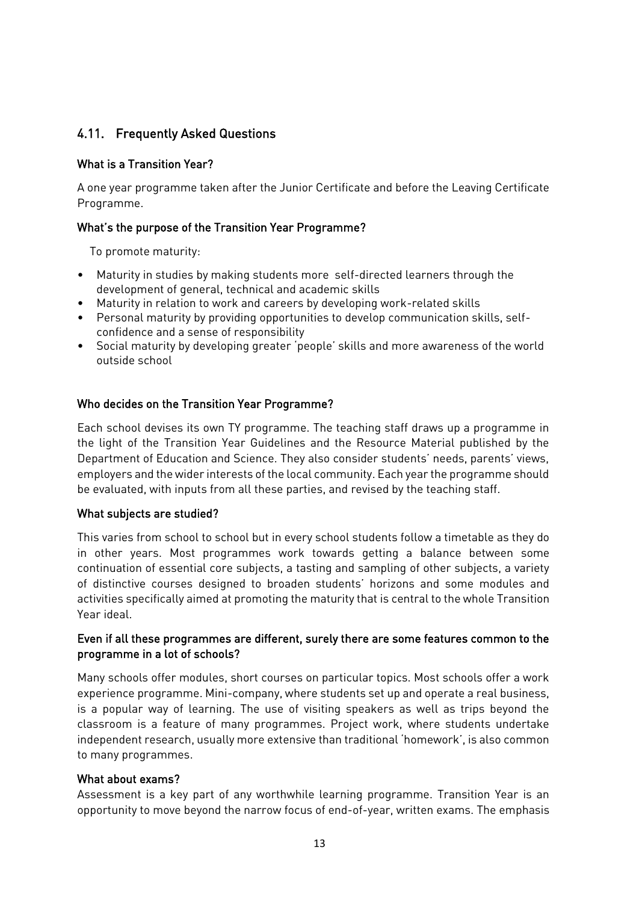## 4.11. Frequently Asked Questions

### What is a Transition Year?

A one year programme taken after the Junior Certificate and before the Leaving Certificate Programme.

### What's the purpose of the Transition Year Programme?

To promote maturity:

- Maturity in studies by making students more self-directed learners through the development of general, technical and academic skills
- Maturity in relation to work and careers by developing work-related skills
- Personal maturity by providing opportunities to develop communication skills, self-confidence and a sense of responsibility
- Social maturity by developing greater 'people' skills and more awareness of the world outside school

### Who decides on the Transition Year Programme?

Each school devises its own TY programme. The teaching staff draws up a programme in the light of the Transition Year Guidelines and the Resource Material published by the Department of Education and Science. They also consider students' needs, parents' views, employers and the wider interests of the local community. Each year the programme should be evaluated, with inputs from all these parties, and revised by the teaching staff.

### What subjects are studied?

This varies from school to school but in every school students follow a timetable as they do in other years. Most programmes work towards getting a balance between some continuation of essential core subjects, a tasting and sampling of other subjects, a variety of distinctive courses designed to broaden students' horizons and some modules and activities specifically aimed at promoting the maturity that is central to the whole Transition Year ideal.

### Even if all these programmes are different, surely there are some features common to the programme in a lot of schools?

Many schools offer modules, short courses on particular topics. Most schools offer a work experience programme. Mini-company, where students set up and operate a real business, is a popular way of learning. The use of visiting speakers as well as trips beyond the classroom is a feature of many programmes. Project work, where students undertake independent research, usually more extensive than traditional 'homework', is also common to many programmes.

### What about exams?

Assessment is a key part of any worthwhile learning programme. Transition Year is an opportunity to move beyond the narrow focus of end-of-year, written exams. The emphasis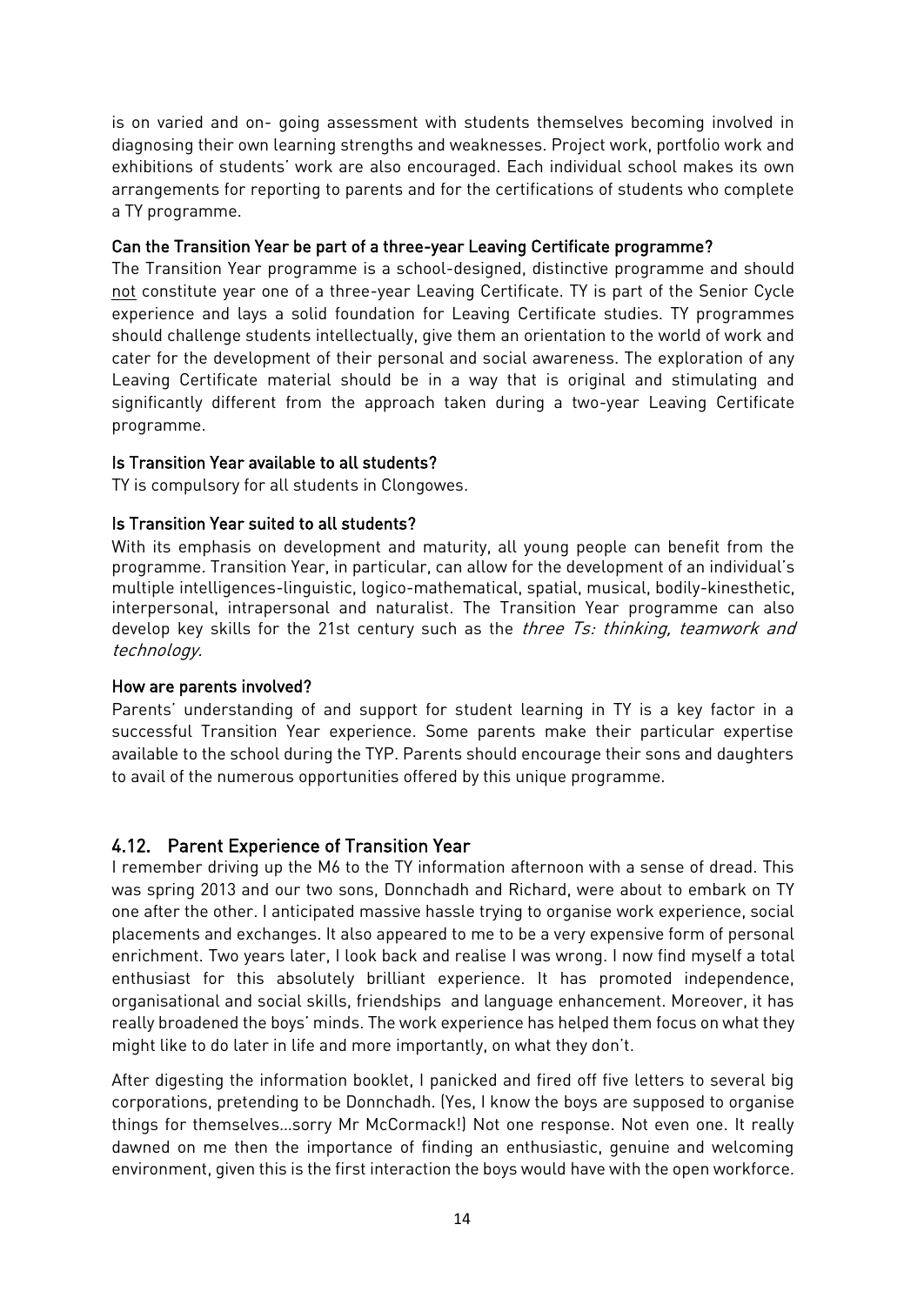is on varied and on- going assessment with students themselves becoming involved in diagnosing their own learning strengths and weaknesses. Project work, portfolio work and exhibitions of students' work are also encouraged. Each individual school makes its own arrangements for reporting to parents and for the certifications of students who complete a TY programme.

**Can the Transition Year be part of a three-year Leaving Certificate programme?**

The Transition Year programme is a school-designed, distinctive programme and should not constitute year one of a three-year Leaving Certificate. TY is part of the Senior Cycle experience and lays a solid foundation for Leaving Certificate studies. TY programmes should challenge students intellectually, give them an orientation to the world of work and cater for the development of their personal and social awareness. The exploration of any Leaving Certificate material should be in a way that is original and stimulating and significantly different from the approach taken during a two-year Leaving Certificate programme.

**Is Transition Year available to all students?**

TY is compulsory for all students in Clongowes.

**Is Transition Year suited to all students?**

With its emphasis on development and maturity, all young people can benefit from the programme. Transition Year, in particular, can allow for the development of an individual's multiple intelligences-linguistic, logico-mathematical, spatial, musical, bodily-kinesthetic, interpersonal, intrapersonal and naturalist. The Transition Year programme can also develop key skills for the 21st century such as the *three Ts: thinking, teamwork and technology*.

**How are parents involved?**

Parents' understanding of and support for student learning in TY is a key factor in a successful Transition Year experience. Some parents make their particular expertise available to the school during the TYP. Parents should encourage their sons and daughters to avail of the numerous opportunities offered by this unique programme.

## 4.12. Parent Experience of Transition Year

I remember driving up the M6 to the TY information afternoon with a sense of dread. This was spring 2013 and our two sons, Donnchadh and Richard, were about to embark on TY one after the other. I anticipated massive hassle trying to organise work experience, social placements and exchanges. It also appeared to me to be a very expensive form of personal enrichment. Two years later, I look back and realise I was wrong. I now find myself a total enthusiast for this absolutely brilliant experience. It has promoted independence, organisational and social skills, friendships and language enhancement. Moreover, it has really broadened the boys' minds. The work experience has helped them focus on what they might like to do later in life and more importantly, on what they don't.

After digesting the information booklet, I panicked and fired off five letters to several big corporations, pretending to be Donnchadh. (Yes, I know the boys are supposed to organise things for themselves…sorry Mr McCormack!) Not one response. Not even one. It really dawned on me then the importance of finding an enthusiastic, genuine and welcoming environment, given this is the first interaction the boys would have with the open workforce.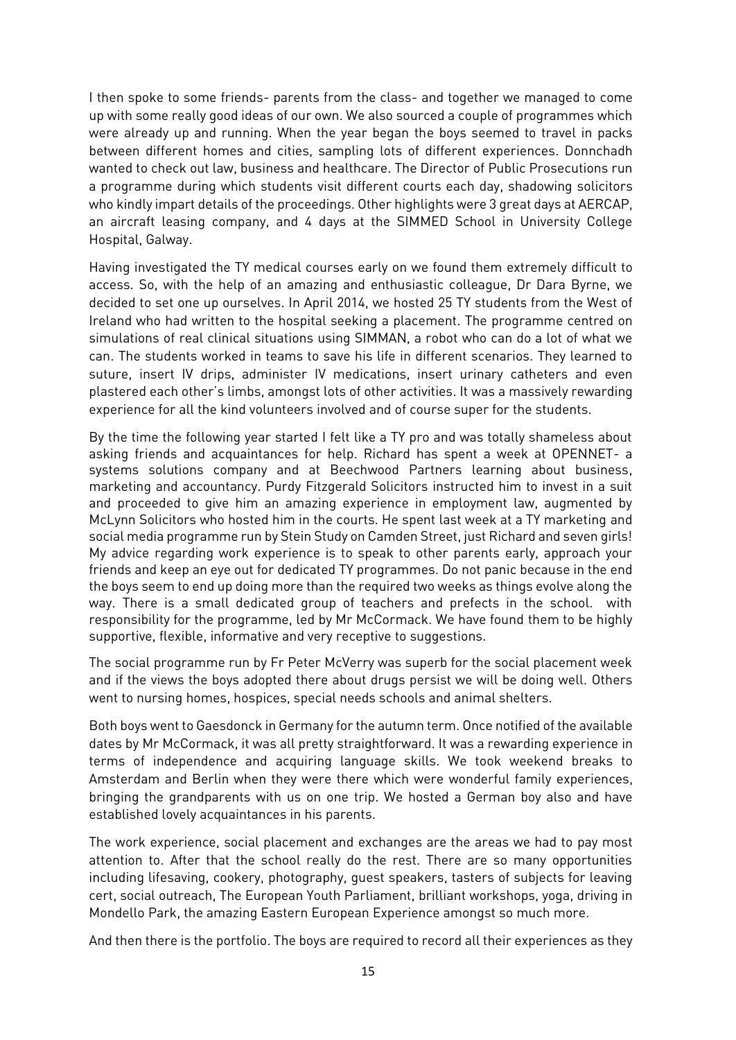I then spoke to some friends- parents from the class- and together we managed to come up with some really good ideas of our own. We also sourced a couple of programmes which were already up and running. When the year began the boys seemed to travel in packs between different homes and cities, sampling lots of different experiences. Donnchadh wanted to check out law, business and healthcare. The Director of Public Prosecutions run a programme during which students visit different courts each day, shadowing solicitors who kindly impart details of the proceedings. Other highlights were 3 great days at AERCAP, an aircraft leasing company, and 4 days at the SIMMED School in University College Hospital, Galway.

Having investigated the TY medical courses early on we found them extremely difficult to access. So, with the help of an amazing and enthusiastic colleague, Dr Dara Byrne, we decided to set one up ourselves. In April 2014, we hosted 25 TY students from the West of Ireland who had written to the hospital seeking a placement. The programme centred on simulations of real clinical situations using SIMMAN, a robot who can do a lot of what we can. The students worked in teams to save his life in different scenarios. They learned to suture, insert IV drips, administer IV medications, insert urinary catheters and even plastered each other's limbs, amongst lots of other activities. It was a massively rewarding experience for all the kind volunteers involved and of course super for the students.

By the time the following year started I felt like a TY pro and was totally shameless about asking friends and acquaintances for help. Richard has spent a week at OPENNET- a systems solutions company and at Beechwood Partners learning about business, marketing and accountancy. Purdy Fitzgerald Solicitors instructed him to invest in a suit and proceeded to give him an amazing experience in employment law, augmented by McLynn Solicitors who hosted him in the courts. He spent last week at a TY marketing and social media programme run by Stein Study on Camden Street, just Richard and seven girls! My advice regarding work experience is to speak to other parents early, approach your friends and keep an eye out for dedicated TY programmes. Do not panic because in the end the boys seem to end up doing more than the required two weeks as things evolve along the way. There is a small dedicated group of teachers and prefects in the school. with responsibility for the programme, led by Mr McCormack. We have found them to be highly supportive, flexible, informative and very receptive to suggestions.

The social programme run by Fr Peter McVerry was superb for the social placement week and if the views the boys adopted there about drugs persist we will be doing well. Others went to nursing homes, hospices, special needs schools and animal shelters.

Both boys went to Gaesdonck in Germany for the autumn term. Once notified of the available dates by Mr McCormack, it was all pretty straightforward. It was a rewarding experience in terms of independence and acquiring language skills. We took weekend breaks to Amsterdam and Berlin when they were there which were wonderful family experiences, bringing the grandparents with us on one trip. We hosted a German boy also and have established lovely acquaintances in his parents.

The work experience, social placement and exchanges are the areas we had to pay most attention to. After that the school really do the rest. There are so many opportunities including lifesaving, cookery, photography, guest speakers, tasters of subjects for leaving cert, social outreach, The European Youth Parliament, brilliant workshops, yoga, driving in Mondello Park, the amazing Eastern European Experience amongst so much more.

And then there is the portfolio. The boys are required to record all their experiences as they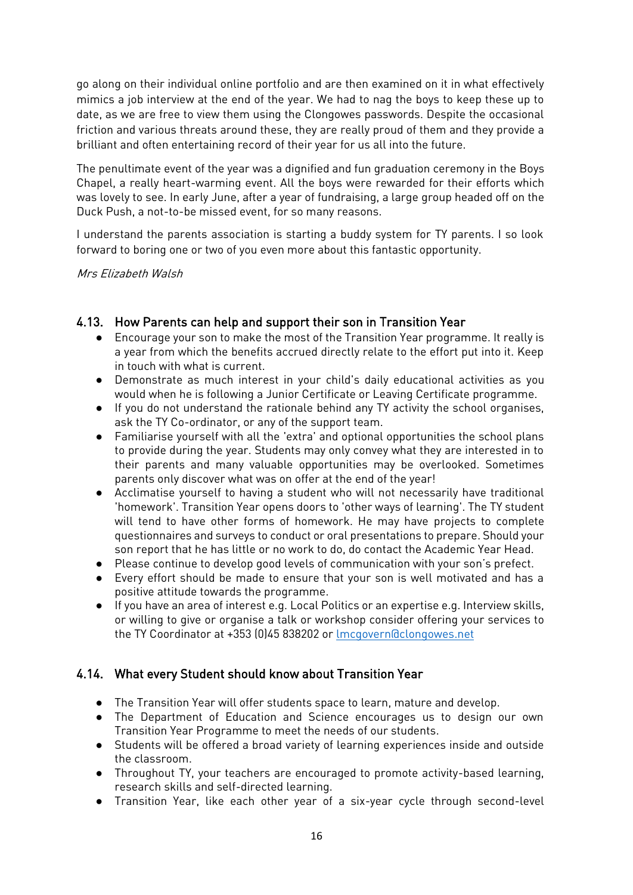go along on their individual online portfolio and are then examined on it in what effectively mimics a job interview at the end of the year. We had to nag the boys to keep these up to date, as we are free to view them using the Clongowes passwords. Despite the occasional friction and various threats around these, they are really proud of them and they provide a brilliant and often entertaining record of their year for us all into the future.

The penultimate event of the year was a dignified and fun graduation ceremony in the Boys Chapel, a really heart-warming event. All the boys were rewarded for their efforts which was lovely to see. In early June, after a year of fundraising, a large group headed off on the Duck Push, a not-to-be missed event, for so many reasons.

I understand the parents association is starting a buddy system for TY parents. I so look forward to boring one or two of you even more about this fantastic opportunity.

*Mrs Elizabeth Walsh*

## 4.13. How Parents can help and support their son in Transition Year

- Encourage your son to make the most of the Transition Year programme. It really is a year from which the benefits accrued directly relate to the effort put into it. Keep in touch with what is current.
- Demonstrate as much interest in your child's daily educational activities as you would when he is following a Junior Certificate or Leaving Certificate programme.
- If you do not understand the rationale behind any TY activity the school organises, ask the TY Co-ordinator, or any of the support team.
- Familiarise yourself with all the 'extra' and optional opportunities the school plans to provide during the year. Students may only convey what they are interested in to their parents and many valuable opportunities may be overlooked. Sometimes parents only discover what was on offer at the end of the year!
- Acclimatise yourself to having a student who will not necessarily have traditional 'homework'. Transition Year opens doors to 'other ways of learning'. The TY student will tend to have other forms of homework. He may have projects to complete questionnaires and surveys to conduct or oral presentations to prepare. Should your son report that he has little or no work to do, do contact the Academic Year Head.
- Please continue to develop good levels of communication with your son's prefect.
- Every effort should be made to ensure that your son is well motivated and has a positive attitude towards the programme.
- If you have an area of interest e.g. Local Politics or an expertise e.g. Interview skills, or willing to give or organise a talk or workshop consider offering your services to the TY Coordinator at +353 (0)45 838202 or [lmcgovern@clongowes.net](mailto:lmcgovern@clongowes.net)

## 4.14. What every Student should know about Transition Year

- The Transition Year will offer students space to learn, mature and develop.
- The Department of Education and Science encourages us to design our own Transition Year Programme to meet the needs of our students.
- Students will be offered a broad variety of learning experiences inside and outside the classroom.
- Throughout TY, your teachers are encouraged to promote activity-based learning, research skills and self-directed learning.
- Transition Year, like each other year of a six-year cycle through second-level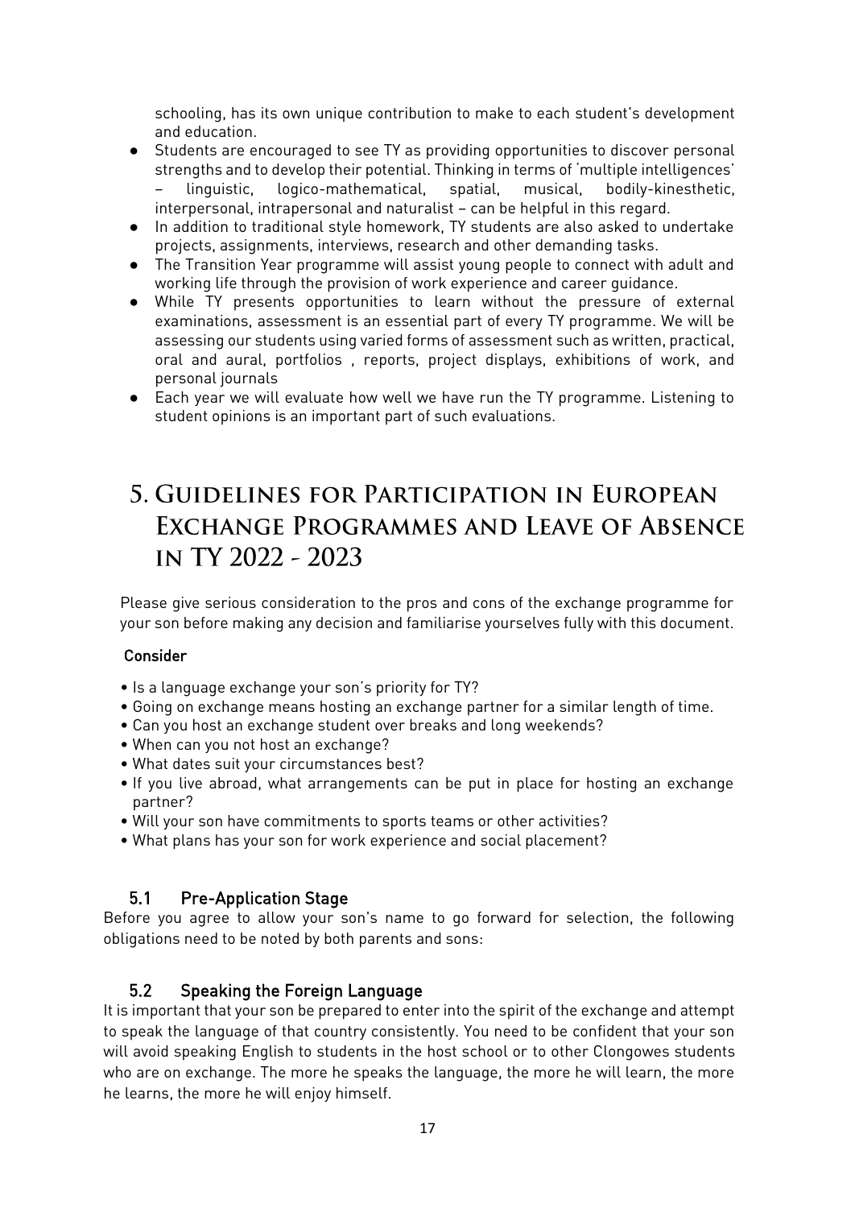schooling, has its own unique contribution to make to each student's development and education.

- Students are encouraged to see TY as providing opportunities to discover personal strengths and to develop their potential. Thinking in terms of 'multiple intelligences' – linguistic, logico-mathematical, spatial, musical, bodily-kinesthetic, interpersonal, intrapersonal and naturalist – can be helpful in this regard.
- In addition to traditional style homework, TY students are also asked to undertake projects, assignments, interviews, research and other demanding tasks.
- The Transition Year programme will assist young people to connect with adult and working life through the provision of work experience and career guidance.
- While TY presents opportunities to learn without the pressure of external examinations, assessment is an essential part of every TY programme. We will be assessing our students using varied forms of assessment such as written, practical, oral and aural, portfolios , reports, project displays, exhibitions of work, and personal journals
- Each year we will evaluate how well we have run the TY programme. Listening to student opinions is an important part of such evaluations.

# 5. Guidelines for Participation in European Exchange Programmes and Leave of Absence in TY 2022 - 2023

Please give serious consideration to the pros and cons of the exchange programme for your son before making any decision and familiarise yourselves fully with this document.

### Consider

- Is a language exchange your son's priority for TY?
- Going on exchange means hosting an exchange partner for a similar length of time.
- Can you host an exchange student over breaks and long weekends?
- When can you not host an exchange?
- What dates suit your circumstances best?
- If you live abroad, what arrangements can be put in place for hosting an exchange partner?
- Will your son have commitments to sports teams or other activities?
- What plans has your son for work experience and social placement?

## 5.1 Pre-Application Stage

Before you agree to allow your son's name to go forward for selection, the following obligations need to be noted by both parents and sons:

## 5.2 Speaking the Foreign Language

It is important that your son be prepared to enter into the spirit of the exchange and attempt to speak the language of that country consistently. You need to be confident that your son will avoid speaking English to students in the host school or to other Clongowes students who are on exchange. The more he speaks the language, the more he will learn, the more he learns, the more he will enjoy himself.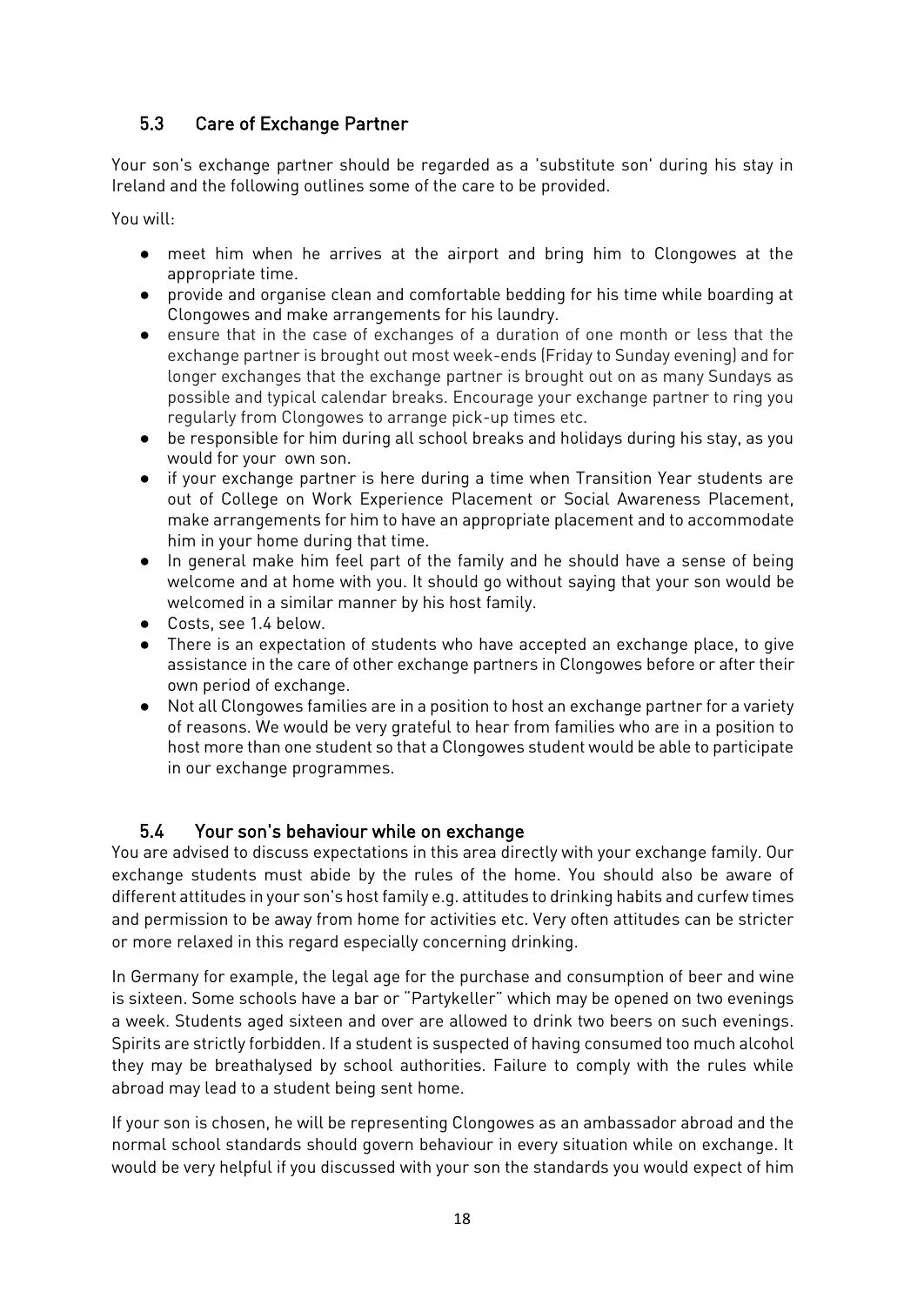## 5.3 Care of Exchange Partner

Your son's exchange partner should be regarded as a 'substitute son' during his stay in Ireland and the following outlines some of the care to be provided.

You will:

- meet him when he arrives at the airport and bring him to Clongowes at the appropriate time.
- provide and organise clean and comfortable bedding for his time while boarding at Clongowes and make arrangements for his laundry.
- ensure that in the case of exchanges of a duration of one month or less that the exchange partner is brought out most week-ends (Friday to Sunday evening) and for longer exchanges that the exchange partner is brought out on as many Sundays as possible and typical calendar breaks. Encourage your exchange partner to ring you regularly from Clongowes to arrange pick-up times etc.
- be responsible for him during all school breaks and holidays during his stay, as you would for your own son.
- if your exchange partner is here during a time when Transition Year students are out of College on Work Experience Placement or Social Awareness Placement, make arrangements for him to have an appropriate placement and to accommodate him in your home during that time.
- In general make him feel part of the family and he should have a sense of being welcome and at home with you. It should go without saying that your son would be welcomed in a similar manner by his host family.
- Costs, see 1.4 below.
- There is an expectation of students who have accepted an exchange place, to give assistance in the care of other exchange partners in Clongowes before or after their own period of exchange.
- Not all Clongowes families are in a position to host an exchange partner for a variety of reasons. We would be very grateful to hear from families who are in a position to host more than one student so that a Clongowes student would be able to participate in our exchange programmes.

## 5.4 Your son's behaviour while on exchange

You are advised to discuss expectations in this area directly with your exchange family. Our exchange students must abide by the rules of the home. You should also be aware of different attitudes in your son's host family e.g. attitudes to drinking habits and curfew times and permission to be away from home for activities etc. Very often attitudes can be stricter or more relaxed in this regard especially concerning drinking.

In Germany for example, the legal age for the purchase and consumption of beer and wine is sixteen. Some schools have a bar or "Partykeller" which may be opened on two evenings a week. Students aged sixteen and over are allowed to drink two beers on such evenings. Spirits are strictly forbidden. If a student is suspected of having consumed too much alcohol they may be breathalysed by school authorities. Failure to comply with the rules while abroad may lead to a student being sent home.

If your son is chosen, he will be representing Clongowes as an ambassador abroad and the normal school standards should govern behaviour in every situation while on exchange. It would be very helpful if you discussed with your son the standards you would expect of him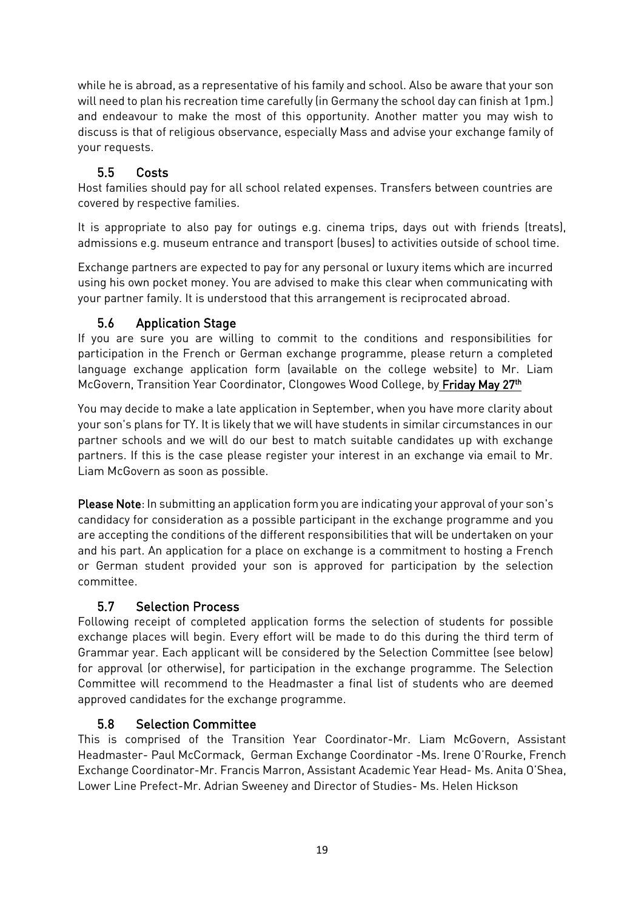while he is abroad, as a representative of his family and school. Also be aware that your son will need to plan his recreation time carefully (in Germany the school day can finish at 1pm.) and endeavour to make the most of this opportunity. Another matter you may wish to discuss is that of religious observance, especially Mass and advise your exchange family of your requests.

### 5.5 Costs

Host families should pay for all school related expenses. Transfers between countries are covered by respective families.

It is appropriate to also pay for outings e.g. cinema trips, days out with friends (treats), admissions e.g. museum entrance and transport (buses) to activities outside of school time.

Exchange partners are expected to pay for any personal or luxury items which are incurred using his own pocket money. You are advised to make this clear when communicating with your partner family. It is understood that this arrangement is reciprocated abroad.

### 5.6 Application Stage

If you are sure you are willing to commit to the conditions and responsibilities for participation in the French or German exchange programme, please return a completed language exchange application form (available on the college website) to Mr. Liam McGovern, Transition Year Coordinator, Clongowes Wood College, by **Friday May 27th**

You may decide to make a late application in September, when you have more clarity about your son's plans for TY. It is likely that we will have students in similar circumstances in our partner schools and we will do our best to match suitable candidates up with exchange partners. If this is the case please register your interest in an exchange via email to Mr. Liam McGovern as soon as possible.

**Please Note**: In submitting an application form you are indicating your approval of your son's candidacy for consideration as a possible participant in the exchange programme and you are accepting the conditions of the different responsibilities that will be undertaken on your and his part. An application for a place on exchange is a commitment to hosting a French or German student provided your son is approved for participation by the selection committee.

### 5.7 Selection Process

Following receipt of completed application forms the selection of students for possible exchange places will begin. Every effort will be made to do this during the third term of Grammar year. Each applicant will be considered by the Selection Committee (see below) for approval (or otherwise), for participation in the exchange programme. The Selection Committee will recommend to the Headmaster a final list of students who are deemed approved candidates for the exchange programme.

### 5.8 Selection Committee

This is comprised of the Transition Year Coordinator-Mr. Liam McGovern, Assistant Headmaster- Paul McCormack, German Exchange Coordinator -Ms. Irene O'Rourke, French Exchange Coordinator-Mr. Francis Marron, Assistant Academic Year Head- Ms. Anita O'Shea, Lower Line Prefect-Mr. Adrian Sweeney and Director of Studies- Ms. Helen Hickson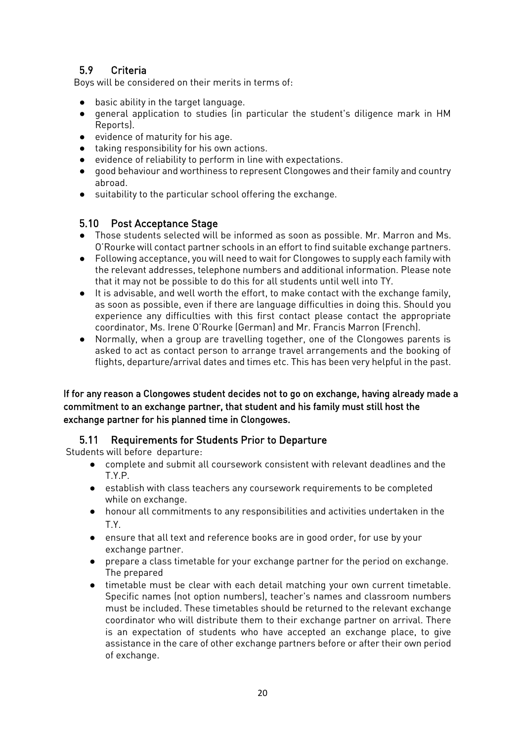## 5.9 Criteria

Boys will be considered on their merits in terms of:

- basic ability in the target language.
- general application to studies (in particular the student's diligence mark in HM Reports).
- evidence of maturity for his age.
- taking responsibility for his own actions.
- evidence of reliability to perform in line with expectations.
- good behaviour and worthiness to represent Clongowes and their family and country abroad.
- suitability to the particular school offering the exchange.

## 5.10 Post Acceptance Stage

- Those students selected will be informed as soon as possible. Mr. Marron and Ms. O'Rourke will contact partner schools in an effort to find suitable exchange partners.
- Following acceptance, you will need to wait for Clongowes to supply each family with the relevant addresses, telephone numbers and additional information. Please note that it may not be possible to do this for all students until well into TY.
- It is advisable, and well worth the effort, to make contact with the exchange family, as soon as possible, even if there are language difficulties in doing this. Should you experience any difficulties with this first contact please contact the appropriate coordinator, Ms. Irene O'Rourke (German) and Mr. Francis Marron (French).
- Normally, when a group are travelling together, one of the Clongowes parents is asked to act as contact person to arrange travel arrangements and the booking of flights, departure/arrival dates and times etc. This has been very helpful in the past.

**If for any reason a Clongowes student decides not to go on exchange, having already made a commitment to an exchange partner, that student and his family must still host the exchange partner for his planned time in Clongowes.**

## 5.11 Requirements for Students Prior to Departure

Students will before departure:

- complete and submit all coursework consistent with relevant deadlines and the T.Y.P.
- establish with class teachers any coursework requirements to be completed while on exchange.
- honour all commitments to any responsibilities and activities undertaken in the T.Y.
- ensure that all text and reference books are in good order, for use by your exchange partner.
- prepare a class timetable for your exchange partner for the period on exchange. The prepared
- timetable must be clear with each detail matching your own current timetable. Specific names (not option numbers), teacher's names and classroom numbers must be included. These timetables should be returned to the relevant exchange coordinator who will distribute them to their exchange partner on arrival. There is an expectation of students who have accepted an exchange place, to give assistance in the care of other exchange partners before or after their own period of exchange.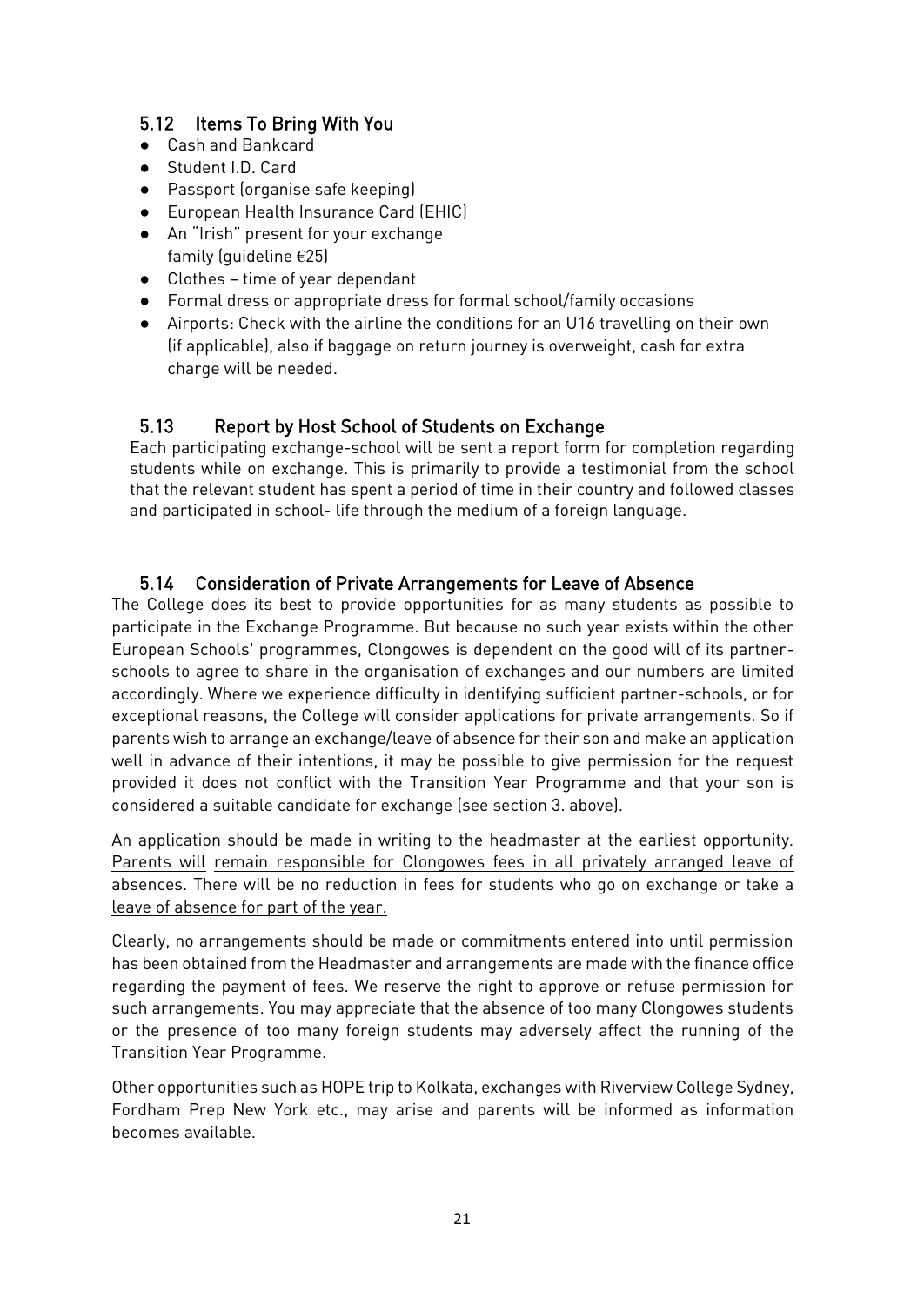### 5.12 Items To Bring With You

- Cash and Bankcard
- Student I.D. Card
- Passport (organise safe keeping)
- European Health Insurance Card (EHIC)
- An "Irish" present for your exchange family (guideline €25)
- Clothes – time of year dependant
- Formal dress or appropriate dress for formal school/family occasions
- Airports: Check with the airline the conditions for an U16 travelling on their own (if applicable), also if baggage on return journey is overweight, cash for extra charge will be needed.

### 5.13 Report by Host School of Students on Exchange

Each participating exchange-school will be sent a report form for completion regarding students while on exchange. This is primarily to provide a testimonial from the school that the relevant student has spent a period of time in their country and followed classes and participated in school- life through the medium of a foreign language.

### 5.14 Consideration of Private Arrangements for Leave of Absence

The College does its best to provide opportunities for as many students as possible to participate in the Exchange Programme. But because no such year exists within the other European Schools' programmes, Clongowes is dependent on the good will of its partner-schools to agree to share in the organisation of exchanges and our numbers are limited accordingly. Where we experience difficulty in identifying sufficient partner-schools, or for exceptional reasons, the College will consider applications for private arrangements. So if parents wish to arrange an exchange/leave of absence for their son and make an application well in advance of their intentions, it may be possible to give permission for the request provided it does not conflict with the Transition Year Programme and that your son is considered a suitable candidate for exchange (see section 3. above).

An application should be made in writing to the headmaster at the earliest opportunity. Parents will remain responsible for Clongowes fees in all privately arranged leave of absences. There will be no reduction in fees for students who go on exchange or take a leave of absence for part of the year.

Clearly, no arrangements should be made or commitments entered into until permission has been obtained from the Headmaster and arrangements are made with the finance office regarding the payment of fees. We reserve the right to approve or refuse permission for such arrangements. You may appreciate that the absence of too many Clongowes students or the presence of too many foreign students may adversely affect the running of the Transition Year Programme.

Other opportunities such as HOPE trip to Kolkata, exchanges with Riverview College Sydney, Fordham Prep New York etc., may arise and parents will be informed as information becomes available.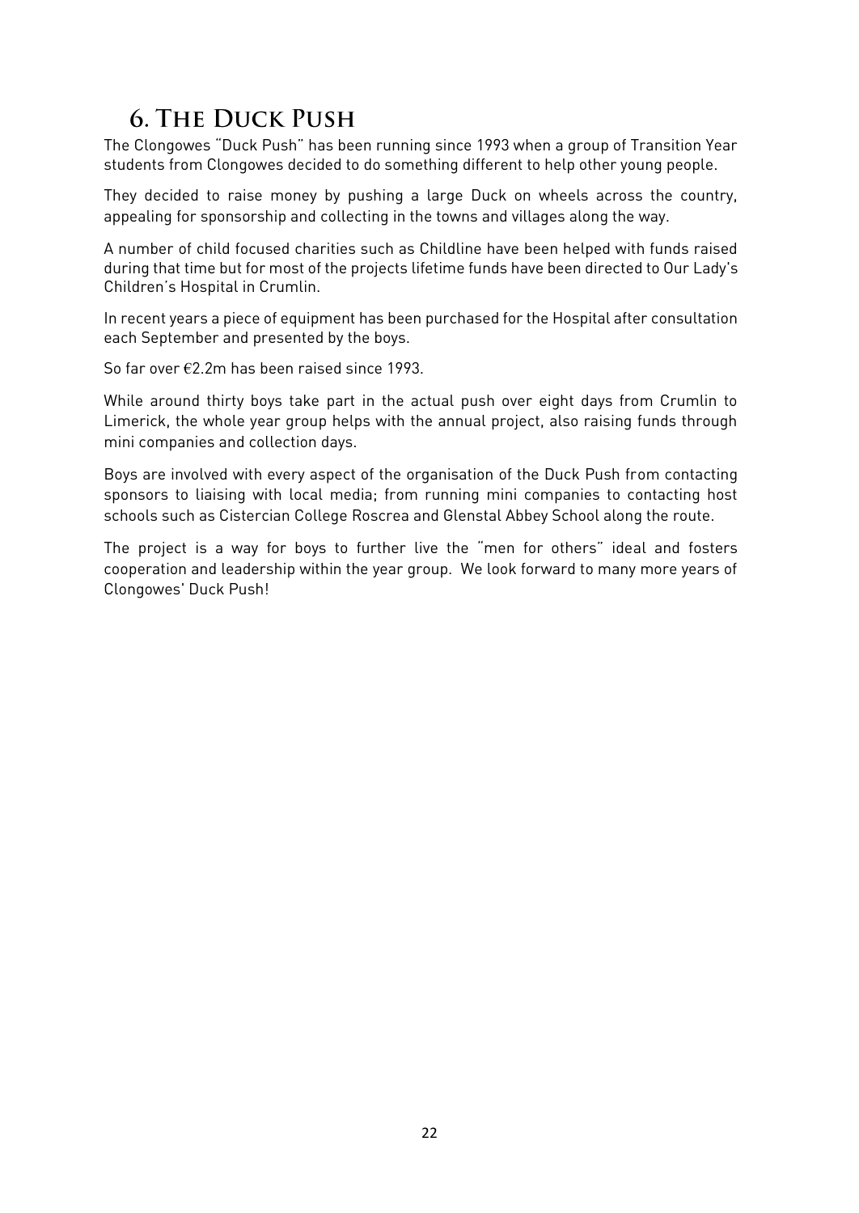# 6. The Duck Push

The Clongowes "Duck Push" has been running since 1993 when a group of Transition Year students from Clongowes decided to do something different to help other young people.

They decided to raise money by pushing a large Duck on wheels across the country, appealing for sponsorship and collecting in the towns and villages along the way.

A number of child focused charities such as Childline have been helped with funds raised during that time but for most of the projects lifetime funds have been directed to Our Lady's Children's Hospital in Crumlin.

In recent years a piece of equipment has been purchased for the Hospital after consultation each September and presented by the boys.

So far over €2.2m has been raised since 1993.

While around thirty boys take part in the actual push over eight days from Crumlin to Limerick, the whole year group helps with the annual project, also raising funds through mini companies and collection days.

Boys are involved with every aspect of the organisation of the Duck Push from contacting sponsors to liaising with local media; from running mini companies to contacting host schools such as Cistercian College Roscrea and Glenstal Abbey School along the route.

The project is a way for boys to further live the "men for others" ideal and fosters cooperation and leadership within the year group. We look forward to many more years of Clongowes' Duck Push!